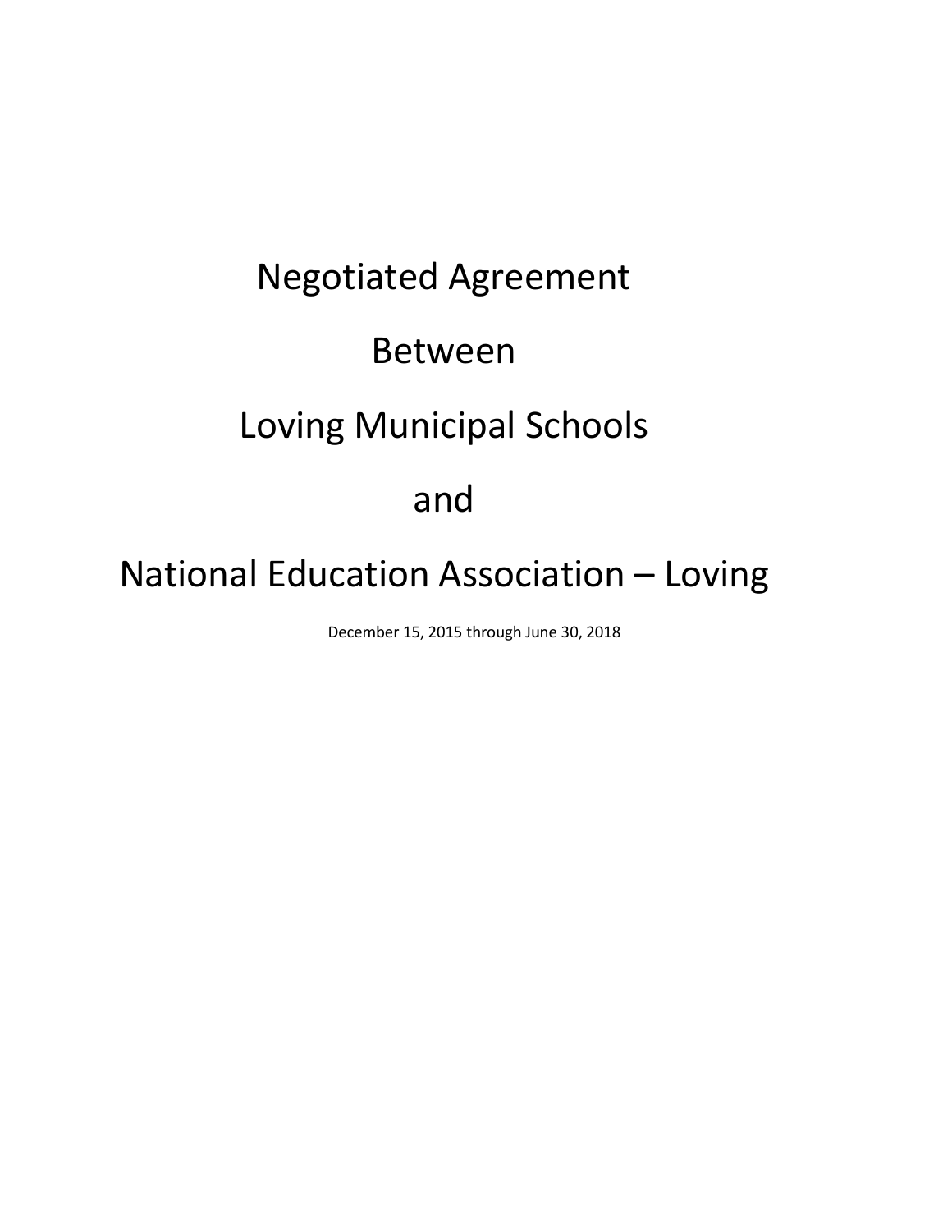# Negotiated Agreement

# Between

# Loving Municipal Schools

# and

# National Education Association – Loving

December 15, 2015 through June 30, 2018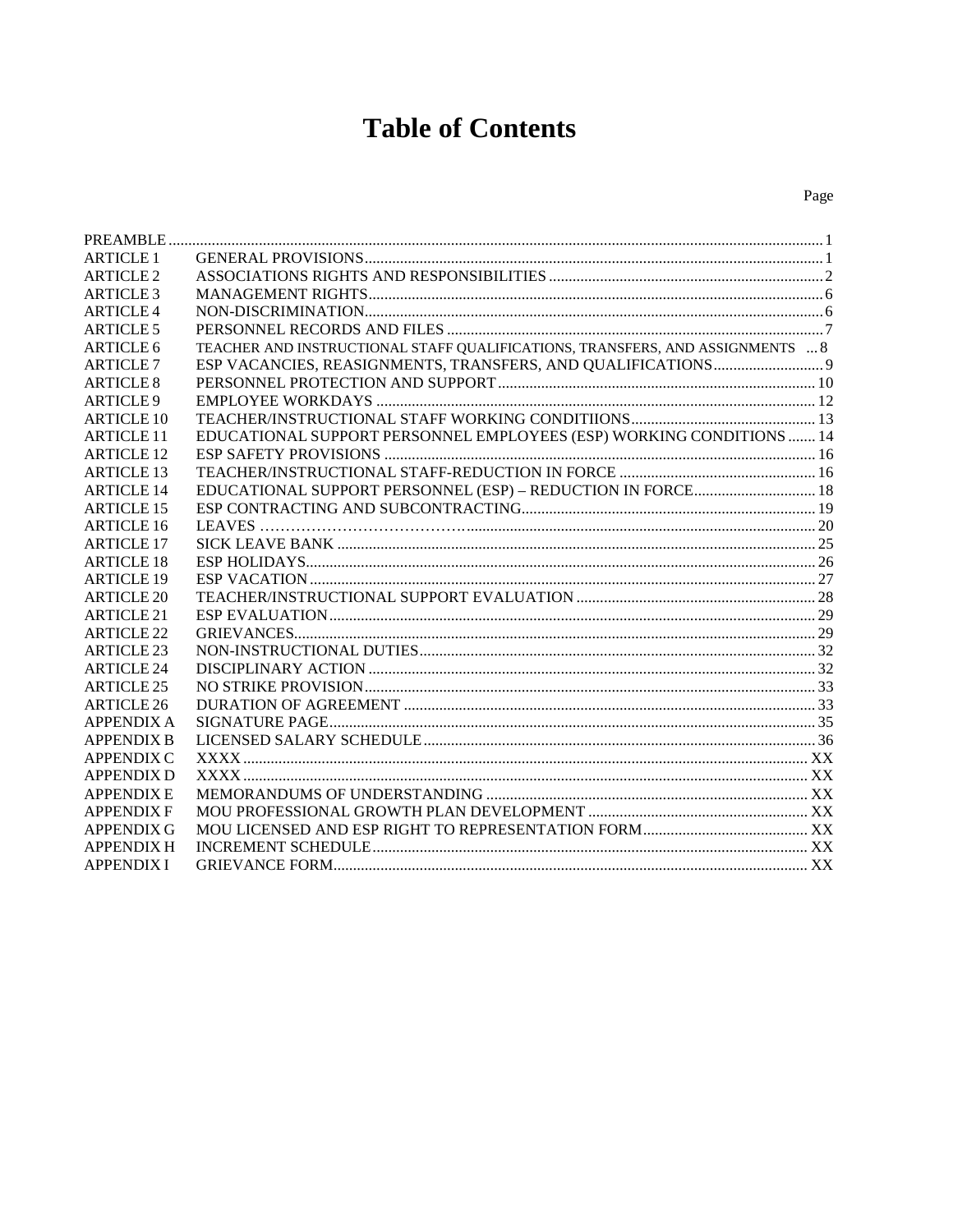# Table of Contents

| | | Page |
|---|---|---|
| PREAMBLE | | 1 |
| ARTICLE 1 | GENERAL PROVISIONS | 1 |
| ARTICLE 2 | ASSOCIATIONS RIGHTS AND RESPONSIBILITIES | 2 |
| ARTICLE 3 | MANAGEMENT RIGHTS | 6 |
| ARTICLE 4 | NON-DISCRIMINATION | 6 |
| ARTICLE 5 | PERSONNEL RECORDS AND FILES | 7 |
| ARTICLE 6 | TEACHER AND INSTRUCTIONAL STAFF QUALIFICATIONS, TRANSFERS, AND ASSIGNMENTS | 8 |
| ARTICLE 7 | ESP VACANCIES, REASIGNMENTS, TRANSFERS, AND QUALIFICATIONS | 9 |
| ARTICLE 8 | PERSONNEL PROTECTION AND SUPPORT | 10 |
| ARTICLE 9 | EMPLOYEE WORKDAYS | 12 |
| ARTICLE 10 | TEACHER/INSTRUCTIONAL STAFF WORKING CONDITIIONS | 13 |
| ARTICLE 11 | EDUCATIONAL SUPPORT PERSONNEL EMPLOYEES (ESP) WORKING CONDITIONS | 14 |
| ARTICLE 12 | ESP SAFETY PROVISIONS | 16 |
| ARTICLE 13 | TEACHER/INSTRUCTIONAL STAFF-REDUCTION IN FORCE | 16 |
| ARTICLE 14 | EDUCATIONAL SUPPORT PERSONNEL (ESP) – REDUCTION IN FORCE | 18 |
| ARTICLE 15 | ESP CONTRACTING AND SUBCONTRACTING | 19 |
| ARTICLE 16 | LEAVES | 20 |
| ARTICLE 17 | SICK LEAVE BANK | 25 |
| ARTICLE 18 | ESP HOLIDAYS | 26 |
| ARTICLE 19 | ESP VACATION | 27 |
| ARTICLE 20 | TEACHER/INSTRUCTIONAL SUPPORT EVALUATION | 28 |
| ARTICLE 21 | ESP EVALUATION | 29 |
| ARTICLE 22 | GRIEVANCES | 29 |
| ARTICLE 23 | NON-INSTRUCTIONAL DUTIES | 32 |
| ARTICLE 24 | DISCIPLINARY ACTION | 32 |
| ARTICLE 25 | NO STRIKE PROVISION | 33 |
| ARTICLE 26 | DURATION OF AGREEMENT | 33 |
| APPENDIX A | SIGNATURE PAGE | 35 |
| APPENDIX B | LICENSED SALARY SCHEDULE | 36 |
| APPENDIX C | XXXX | XX |
| APPENDIX D | XXXX | XX |
| APPENDIX E | MEMORANDUMS OF UNDERSTANDING | XX |
| APPENDIX F | MOU PROFESSIONAL GROWTH PLAN DEVELOPMENT | XX |
| APPENDIX G | MOU LICENSED AND ESP RIGHT TO REPRESENTATION FORM | XX |
| APPENDIX H | INCREMENT SCHEDULE | XX |
| APPENDIX I | GRIEVANCE FORM | XX |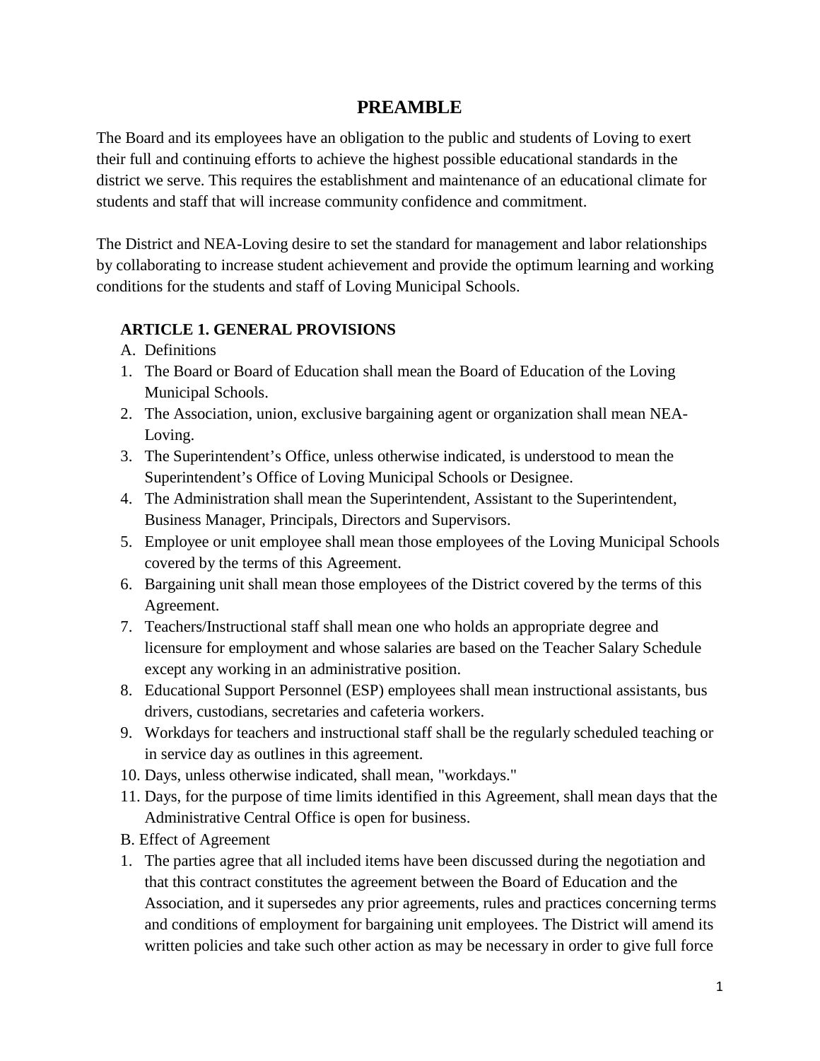# PREAMBLE

The Board and its employees have an obligation to the public and students of Loving to exert their full and continuing efforts to achieve the highest possible educational standards in the district we serve. This requires the establishment and maintenance of an educational climate for students and staff that will increase community confidence and commitment.

The District and NEA-Loving desire to set the standard for management and labor relationships by collaborating to increase student achievement and provide the optimum learning and working conditions for the students and staff of Loving Municipal Schools.

## ARTICLE 1. GENERAL PROVISIONS

A. Definitions

1. The Board or Board of Education shall mean the Board of Education of the Loving Municipal Schools.
2. The Association, union, exclusive bargaining agent or organization shall mean NEA-Loving.
3. The Superintendent's Office, unless otherwise indicated, is understood to mean the Superintendent's Office of Loving Municipal Schools or Designee.
4. The Administration shall mean the Superintendent, Assistant to the Superintendent, Business Manager, Principals, Directors and Supervisors.
5. Employee or unit employee shall mean those employees of the Loving Municipal Schools covered by the terms of this Agreement.
6. Bargaining unit shall mean those employees of the District covered by the terms of this Agreement.
7. Teachers/Instructional staff shall mean one who holds an appropriate degree and licensure for employment and whose salaries are based on the Teacher Salary Schedule except any working in an administrative position.
8. Educational Support Personnel (ESP) employees shall mean instructional assistants, bus drivers, custodians, secretaries and cafeteria workers.
9. Workdays for teachers and instructional staff shall be the regularly scheduled teaching or in service day as outlines in this agreement.
10. Days, unless otherwise indicated, shall mean, "workdays."
11. Days, for the purpose of time limits identified in this Agreement, shall mean days that the Administrative Central Office is open for business.

B. Effect of Agreement

1. The parties agree that all included items have been discussed during the negotiation and that this contract constitutes the agreement between the Board of Education and the Association, and it supersedes any prior agreements, rules and practices concerning terms and conditions of employment for bargaining unit employees. The District will amend its written policies and take such other action as may be necessary in order to give full force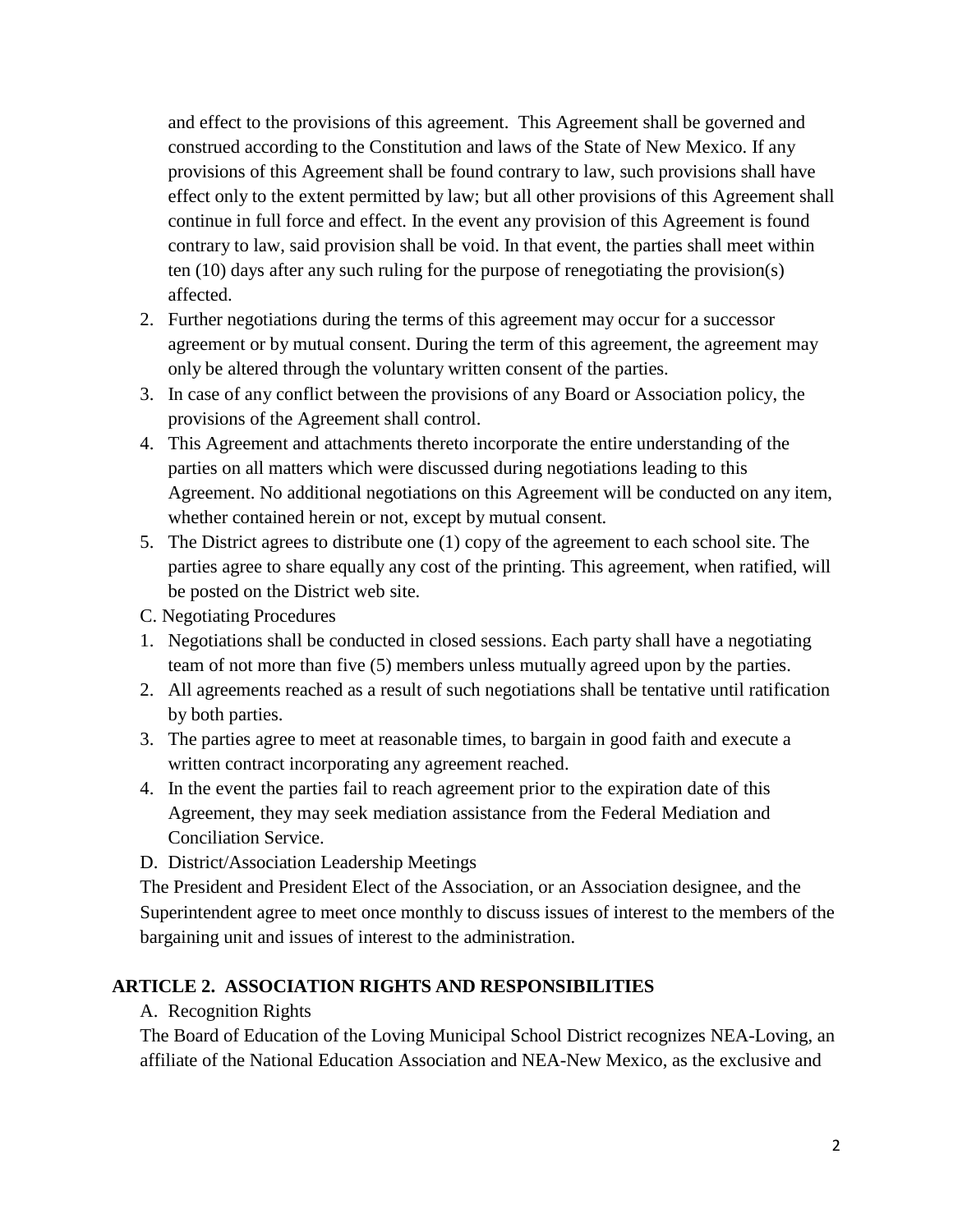and effect to the provisions of this agreement. This Agreement shall be governed and construed according to the Constitution and laws of the State of New Mexico. If any provisions of this Agreement shall be found contrary to law, such provisions shall have effect only to the extent permitted by law; but all other provisions of this Agreement shall continue in full force and effect. In the event any provision of this Agreement is found contrary to law, said provision shall be void. In that event, the parties shall meet within ten (10) days after any such ruling for the purpose of renegotiating the provision(s) affected.

2. Further negotiations during the terms of this agreement may occur for a successor agreement or by mutual consent. During the term of this agreement, the agreement may only be altered through the voluntary written consent of the parties.
3. In case of any conflict between the provisions of any Board or Association policy, the provisions of the Agreement shall control.
4. This Agreement and attachments thereto incorporate the entire understanding of the parties on all matters which were discussed during negotiations leading to this Agreement. No additional negotiations on this Agreement will be conducted on any item, whether contained herein or not, except by mutual consent.
5. The District agrees to distribute one (1) copy of the agreement to each school site. The parties agree to share equally any cost of the printing. This agreement, when ratified, will be posted on the District web site.

C. Negotiating Procedures

1. Negotiations shall be conducted in closed sessions. Each party shall have a negotiating team of not more than five (5) members unless mutually agreed upon by the parties.
2. All agreements reached as a result of such negotiations shall be tentative until ratification by both parties.
3. The parties agree to meet at reasonable times, to bargain in good faith and execute a written contract incorporating any agreement reached.
4. In the event the parties fail to reach agreement prior to the expiration date of this Agreement, they may seek mediation assistance from the Federal Mediation and Conciliation Service.

D. District/Association Leadership Meetings

The President and President Elect of the Association, or an Association designee, and the Superintendent agree to meet once monthly to discuss issues of interest to the members of the bargaining unit and issues of interest to the administration.

## ARTICLE 2. ASSOCIATION RIGHTS AND RESPONSIBILITIES

A. Recognition Rights

The Board of Education of the Loving Municipal School District recognizes NEA-Loving, an affiliate of the National Education Association and NEA-New Mexico, as the exclusive and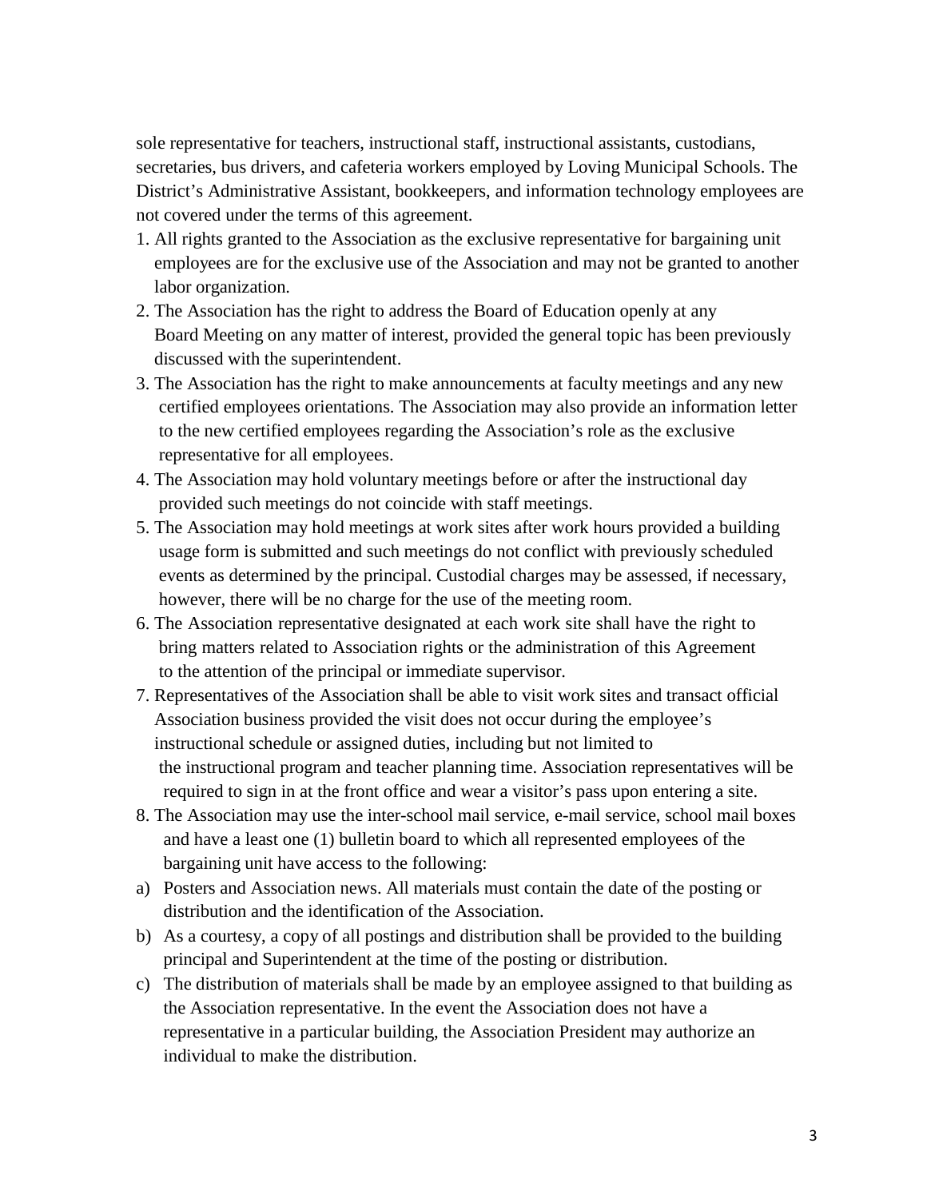sole representative for teachers, instructional staff, instructional assistants, custodians, secretaries, bus drivers, and cafeteria workers employed by Loving Municipal Schools. The District's Administrative Assistant, bookkeepers, and information technology employees are not covered under the terms of this agreement.

1. All rights granted to the Association as the exclusive representative for bargaining unit employees are for the exclusive use of the Association and may not be granted to another labor organization.
2. The Association has the right to address the Board of Education openly at any Board Meeting on any matter of interest, provided the general topic has been previously discussed with the superintendent.
3. The Association has the right to make announcements at faculty meetings and any new certified employees orientations. The Association may also provide an information letter to the new certified employees regarding the Association's role as the exclusive representative for all employees.
4. The Association may hold voluntary meetings before or after the instructional day provided such meetings do not coincide with staff meetings.
5. The Association may hold meetings at work sites after work hours provided a building usage form is submitted and such meetings do not conflict with previously scheduled events as determined by the principal. Custodial charges may be assessed, if necessary, however, there will be no charge for the use of the meeting room.
6. The Association representative designated at each work site shall have the right to bring matters related to Association rights or the administration of this Agreement to the attention of the principal or immediate supervisor.
7. Representatives of the Association shall be able to visit work sites and transact official Association business provided the visit does not occur during the employee's instructional schedule or assigned duties, including but not limited to the instructional program and teacher planning time. Association representatives will be required to sign in at the front office and wear a visitor's pass upon entering a site.
8. The Association may use the inter-school mail service, e-mail service, school mail boxes and have a least one (1) bulletin board to which all represented employees of the bargaining unit have access to the following:

a) Posters and Association news. All materials must contain the date of the posting or distribution and the identification of the Association.

b) As a courtesy, a copy of all postings and distribution shall be provided to the building principal and Superintendent at the time of the posting or distribution.

c) The distribution of materials shall be made by an employee assigned to that building as the Association representative. In the event the Association does not have a representative in a particular building, the Association President may authorize an individual to make the distribution.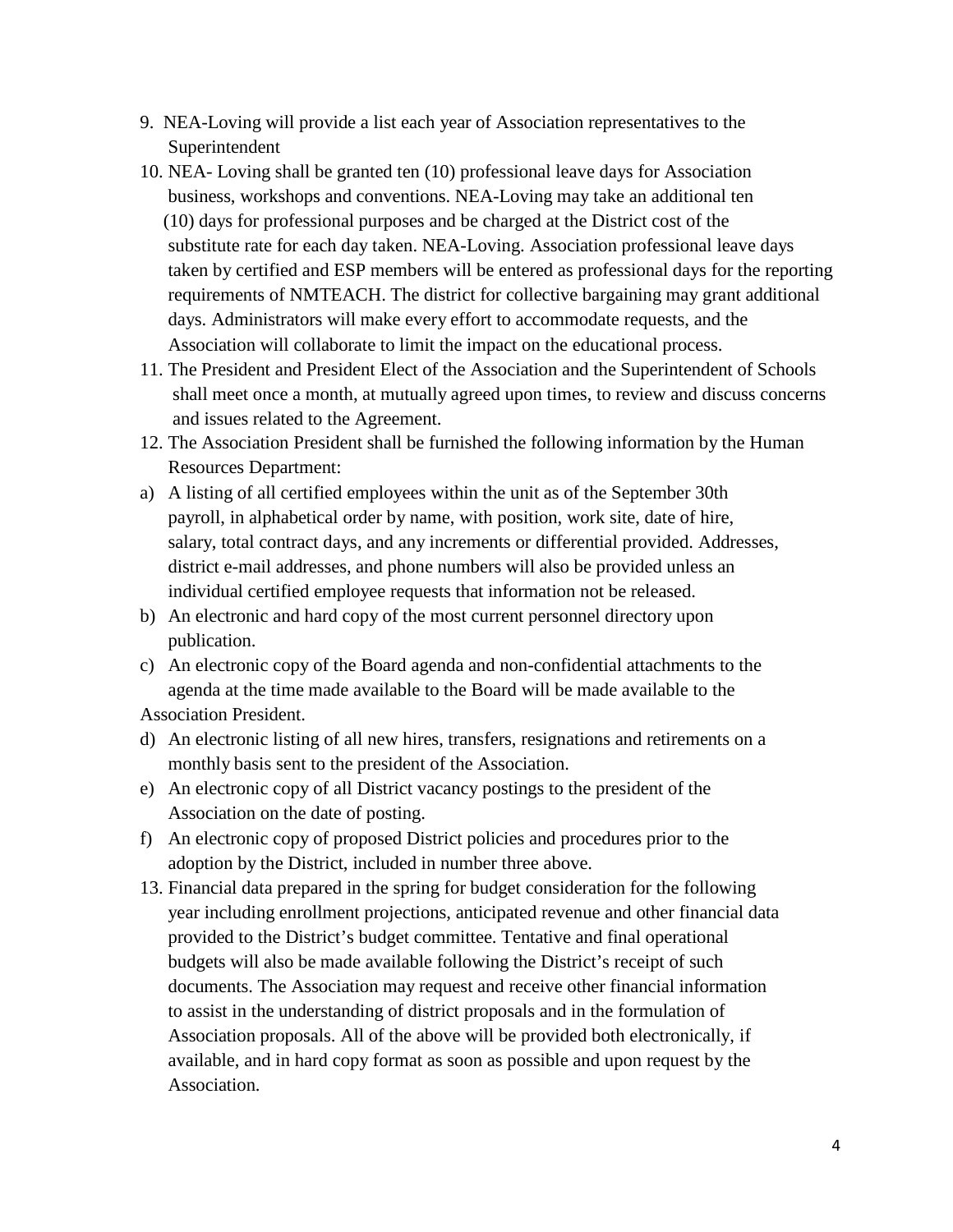9. NEA-Loving will provide a list each year of Association representatives to the Superintendent
10. NEA- Loving shall be granted ten (10) professional leave days for Association business, workshops and conventions. NEA-Loving may take an additional ten (10) days for professional purposes and be charged at the District cost of the substitute rate for each day taken. NEA-Loving. Association professional leave days taken by certified and ESP members will be entered as professional days for the reporting requirements of NMTEACH. The district for collective bargaining may grant additional days. Administrators will make every effort to accommodate requests, and the Association will collaborate to limit the impact on the educational process.
11. The President and President Elect of the Association and the Superintendent of Schools shall meet once a month, at mutually agreed upon times, to review and discuss concerns and issues related to the Agreement.
12. The Association President shall be furnished the following information by the Human Resources Department:

a) A listing of all certified employees within the unit as of the September 30th payroll, in alphabetical order by name, with position, work site, date of hire, salary, total contract days, and any increments or differential provided. Addresses, district e-mail addresses, and phone numbers will also be provided unless an individual certified employee requests that information not be released.
b) An electronic and hard copy of the most current personnel directory upon publication.
c) An electronic copy of the Board agenda and non-confidential attachments to the agenda at the time made available to the Board will be made available to the Association President.
d) An electronic listing of all new hires, transfers, resignations and retirements on a monthly basis sent to the president of the Association.
e) An electronic copy of all District vacancy postings to the president of the Association on the date of posting.
f) An electronic copy of proposed District policies and procedures prior to the adoption by the District, included in number three above.

13. Financial data prepared in the spring for budget consideration for the following year including enrollment projections, anticipated revenue and other financial data provided to the District's budget committee. Tentative and final operational budgets will also be made available following the District's receipt of such documents. The Association may request and receive other financial information to assist in the understanding of district proposals and in the formulation of Association proposals. All of the above will be provided both electronically, if available, and in hard copy format as soon as possible and upon request by the Association.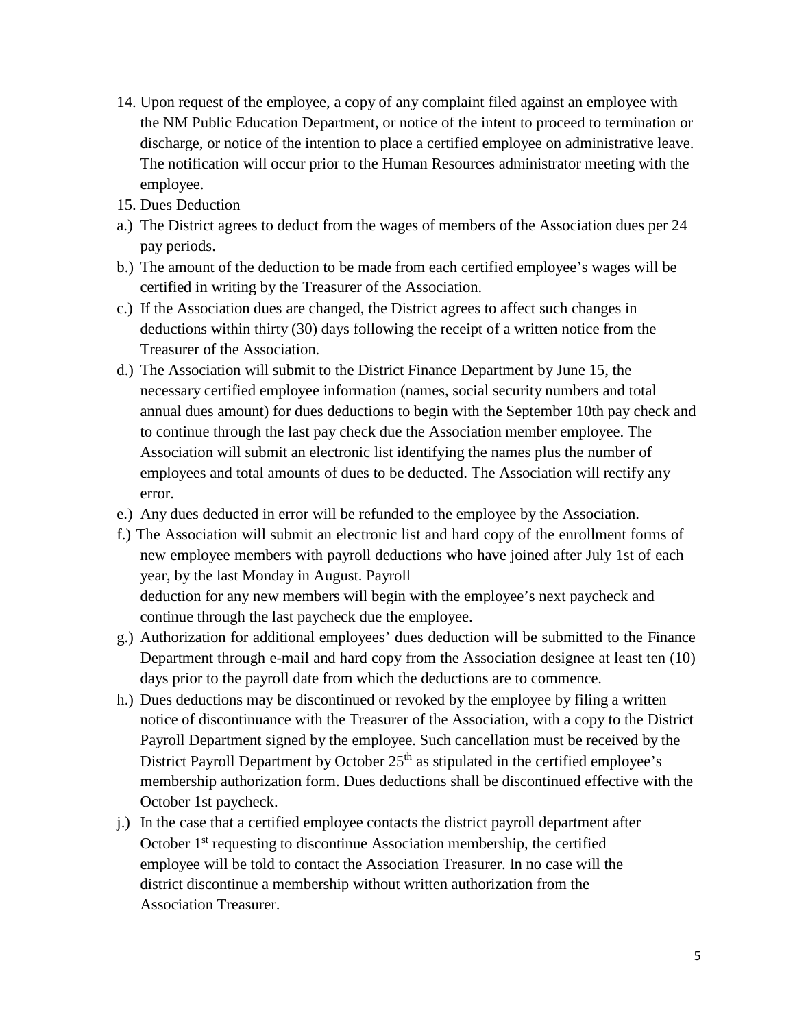14. Upon request of the employee, a copy of any complaint filed against an employee with the NM Public Education Department, or notice of the intent to proceed to termination or discharge, or notice of the intention to place a certified employee on administrative leave. The notification will occur prior to the Human Resources administrator meeting with the employee.

15. Dues Deduction

a.) The District agrees to deduct from the wages of members of the Association dues per 24 pay periods.

b.) The amount of the deduction to be made from each certified employee's wages will be certified in writing by the Treasurer of the Association.

c.) If the Association dues are changed, the District agrees to affect such changes in deductions within thirty (30) days following the receipt of a written notice from the Treasurer of the Association.

d.) The Association will submit to the District Finance Department by June 15, the necessary certified employee information (names, social security numbers and total annual dues amount) for dues deductions to begin with the September 10th pay check and to continue through the last pay check due the Association member employee. The Association will submit an electronic list identifying the names plus the number of employees and total amounts of dues to be deducted. The Association will rectify any error.

e.) Any dues deducted in error will be refunded to the employee by the Association.

f.) The Association will submit an electronic list and hard copy of the enrollment forms of new employee members with payroll deductions who have joined after July 1st of each year, by the last Monday in August. Payroll deduction for any new members will begin with the employee's next paycheck and continue through the last paycheck due the employee.

g.) Authorization for additional employees' dues deduction will be submitted to the Finance Department through e-mail and hard copy from the Association designee at least ten (10) days prior to the payroll date from which the deductions are to commence.

h.) Dues deductions may be discontinued or revoked by the employee by filing a written notice of discontinuance with the Treasurer of the Association, with a copy to the District Payroll Department signed by the employee. Such cancellation must be received by the District Payroll Department by October 25th as stipulated in the certified employee's membership authorization form. Dues deductions shall be discontinued effective with the October 1st paycheck.

j.) In the case that a certified employee contacts the district payroll department after October 1st requesting to discontinue Association membership, the certified employee will be told to contact the Association Treasurer. In no case will the district discontinue a membership without written authorization from the Association Treasurer.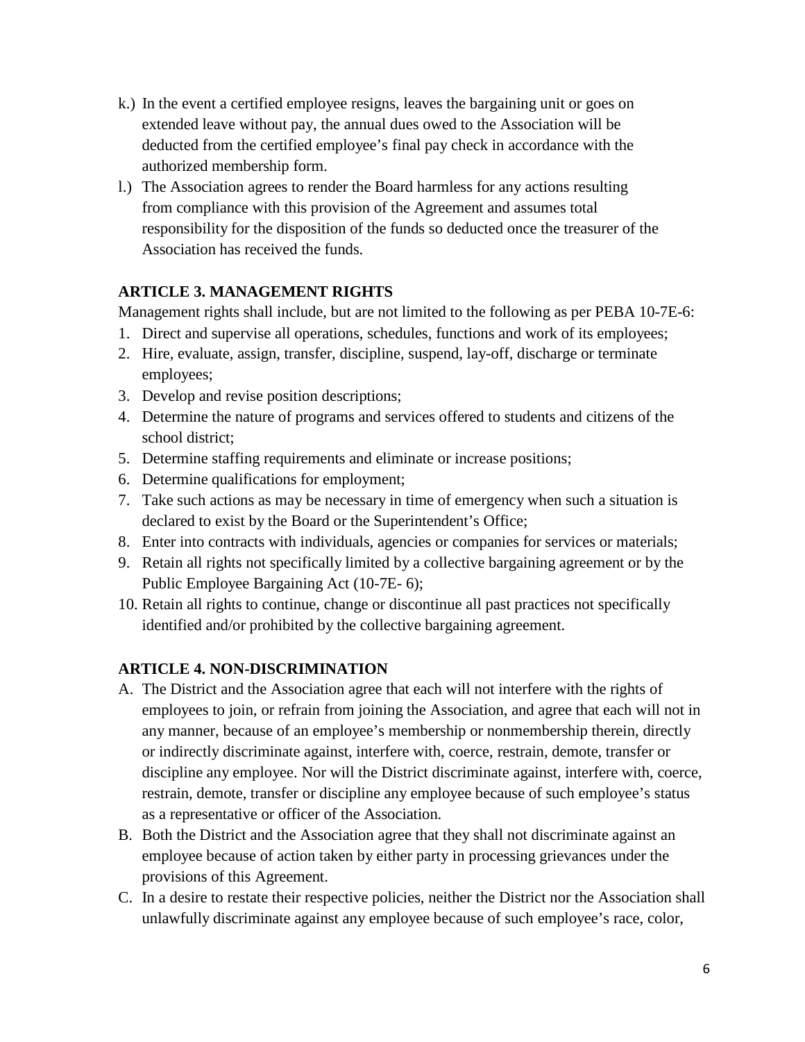k.) In the event a certified employee resigns, leaves the bargaining unit or goes on extended leave without pay, the annual dues owed to the Association will be deducted from the certified employee's final pay check in accordance with the authorized membership form.

l.) The Association agrees to render the Board harmless for any actions resulting from compliance with this provision of the Agreement and assumes total responsibility for the disposition of the funds so deducted once the treasurer of the Association has received the funds.

## ARTICLE 3. MANAGEMENT RIGHTS

Management rights shall include, but are not limited to the following as per PEBA 10-7E-6:

1. Direct and supervise all operations, schedules, functions and work of its employees;
2. Hire, evaluate, assign, transfer, discipline, suspend, lay-off, discharge or terminate employees;
3. Develop and revise position descriptions;
4. Determine the nature of programs and services offered to students and citizens of the school district;
5. Determine staffing requirements and eliminate or increase positions;
6. Determine qualifications for employment;
7. Take such actions as may be necessary in time of emergency when such a situation is declared to exist by the Board or the Superintendent's Office;
8. Enter into contracts with individuals, agencies or companies for services or materials;
9. Retain all rights not specifically limited by a collective bargaining agreement or by the Public Employee Bargaining Act (10-7E- 6);
10. Retain all rights to continue, change or discontinue all past practices not specifically identified and/or prohibited by the collective bargaining agreement.

## ARTICLE 4. NON-DISCRIMINATION

A. The District and the Association agree that each will not interfere with the rights of employees to join, or refrain from joining the Association, and agree that each will not in any manner, because of an employee's membership or nonmembership therein, directly or indirectly discriminate against, interfere with, coerce, restrain, demote, transfer or discipline any employee. Nor will the District discriminate against, interfere with, coerce, restrain, demote, transfer or discipline any employee because of such employee's status as a representative or officer of the Association.

B. Both the District and the Association agree that they shall not discriminate against an employee because of action taken by either party in processing grievances under the provisions of this Agreement.

C. In a desire to restate their respective policies, neither the District nor the Association shall unlawfully discriminate against any employee because of such employee's race, color,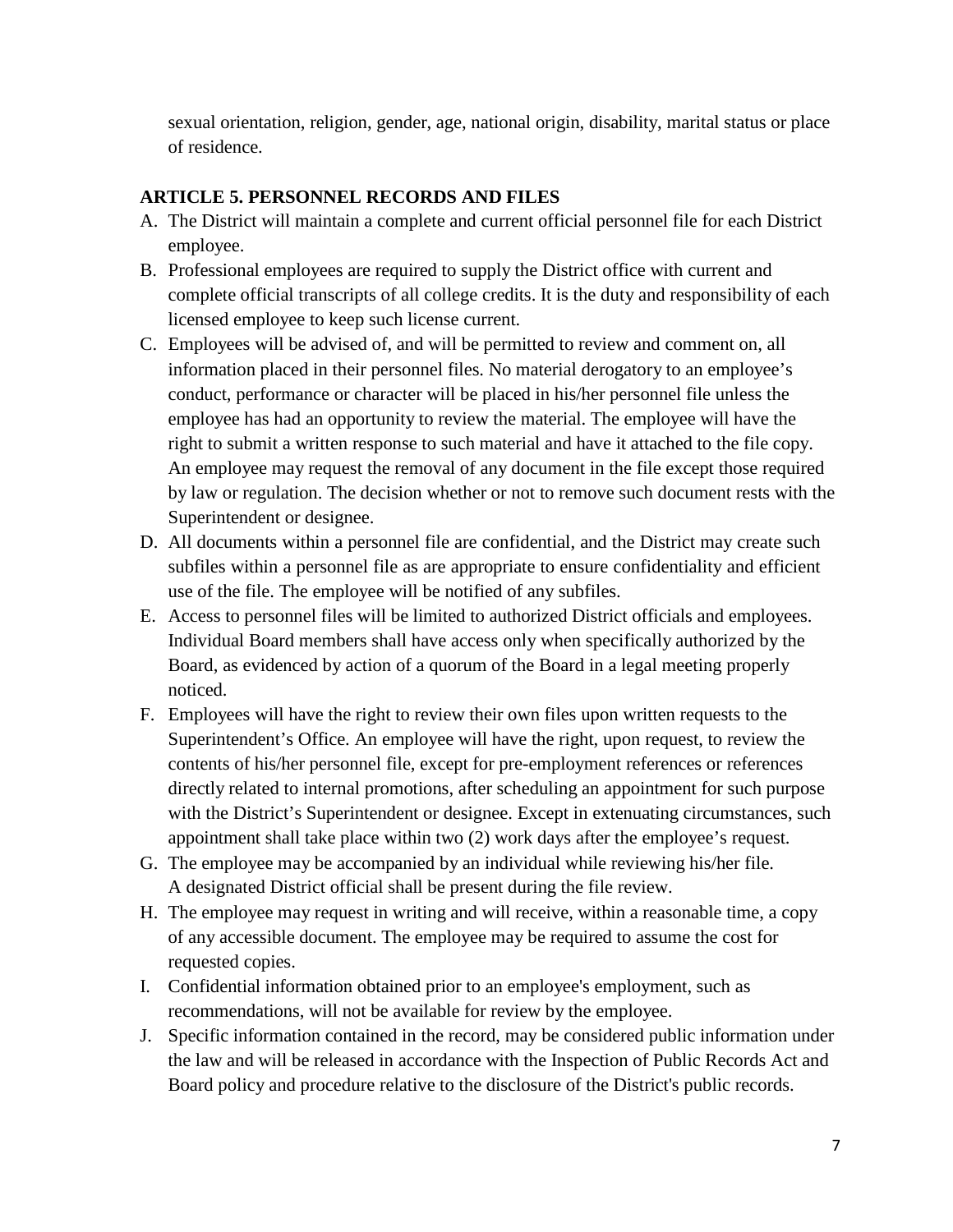sexual orientation, religion, gender, age, national origin, disability, marital status or place of residence.

## ARTICLE 5. PERSONNEL RECORDS AND FILES

A. The District will maintain a complete and current official personnel file for each District employee.

B. Professional employees are required to supply the District office with current and complete official transcripts of all college credits. It is the duty and responsibility of each licensed employee to keep such license current.

C. Employees will be advised of, and will be permitted to review and comment on, all information placed in their personnel files. No material derogatory to an employee's conduct, performance or character will be placed in his/her personnel file unless the employee has had an opportunity to review the material. The employee will have the right to submit a written response to such material and have it attached to the file copy. An employee may request the removal of any document in the file except those required by law or regulation. The decision whether or not to remove such document rests with the Superintendent or designee.

D. All documents within a personnel file are confidential, and the District may create such subfiles within a personnel file as are appropriate to ensure confidentiality and efficient use of the file. The employee will be notified of any subfiles.

E. Access to personnel files will be limited to authorized District officials and employees. Individual Board members shall have access only when specifically authorized by the Board, as evidenced by action of a quorum of the Board in a legal meeting properly noticed.

F. Employees will have the right to review their own files upon written requests to the Superintendent's Office. An employee will have the right, upon request, to review the contents of his/her personnel file, except for pre-employment references or references directly related to internal promotions, after scheduling an appointment for such purpose with the District's Superintendent or designee. Except in extenuating circumstances, such appointment shall take place within two (2) work days after the employee's request.

G. The employee may be accompanied by an individual while reviewing his/her file. A designated District official shall be present during the file review.

H. The employee may request in writing and will receive, within a reasonable time, a copy of any accessible document. The employee may be required to assume the cost for requested copies.

I. Confidential information obtained prior to an employee's employment, such as recommendations, will not be available for review by the employee.

J. Specific information contained in the record, may be considered public information under the law and will be released in accordance with the Inspection of Public Records Act and Board policy and procedure relative to the disclosure of the District's public records.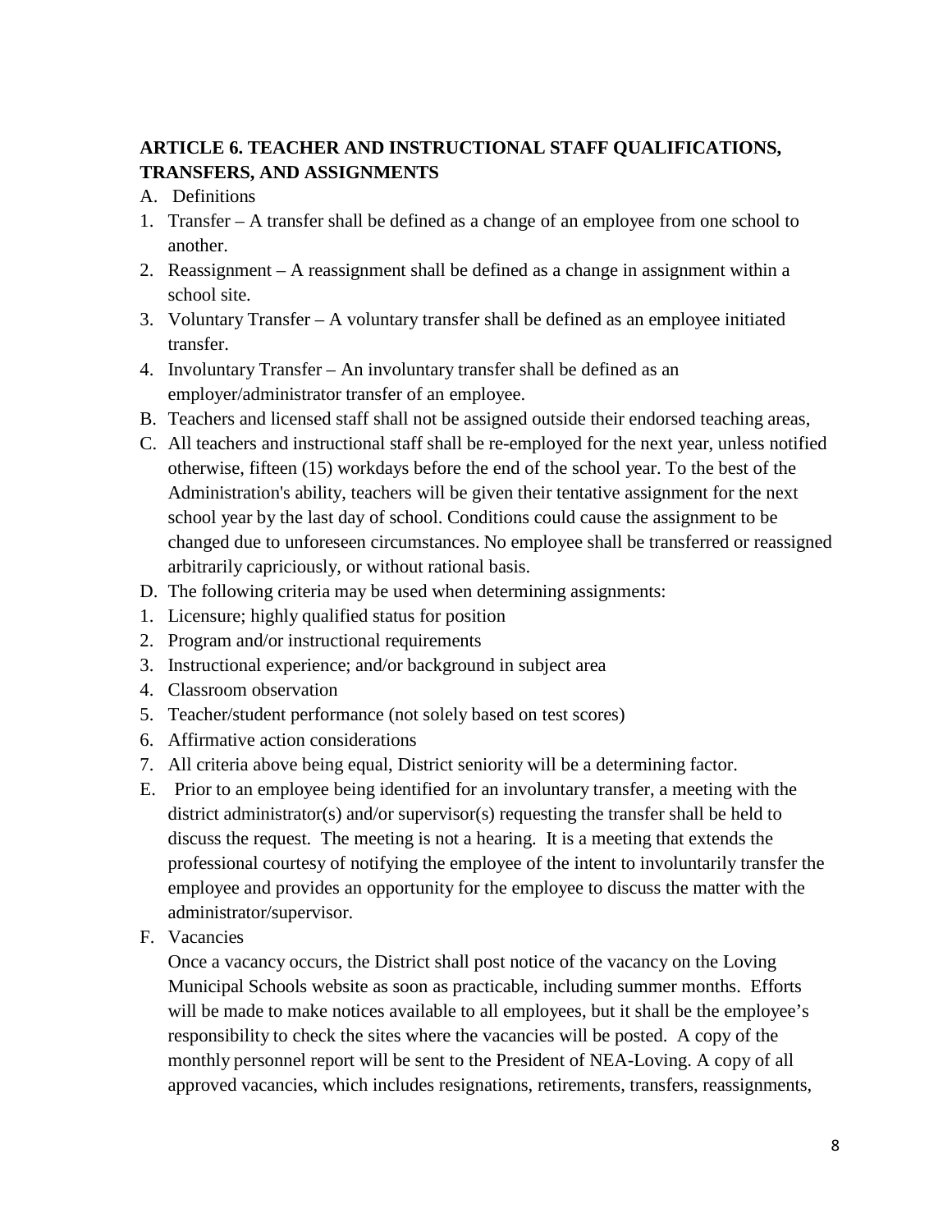### ARTICLE 6. TEACHER AND INSTRUCTIONAL STAFF QUALIFICATIONS, TRANSFERS, AND ASSIGNMENTS

A. Definitions

1. Transfer – A transfer shall be defined as a change of an employee from one school to another.
2. Reassignment – A reassignment shall be defined as a change in assignment within a school site.
3. Voluntary Transfer – A voluntary transfer shall be defined as an employee initiated transfer.
4. Involuntary Transfer – An involuntary transfer shall be defined as an employer/administrator transfer of an employee.

B. Teachers and licensed staff shall not be assigned outside their endorsed teaching areas,

C. All teachers and instructional staff shall be re-employed for the next year, unless notified otherwise, fifteen (15) workdays before the end of the school year. To the best of the Administration's ability, teachers will be given their tentative assignment for the next school year by the last day of school. Conditions could cause the assignment to be changed due to unforeseen circumstances. No employee shall be transferred or reassigned arbitrarily capriciously, or without rational basis.

D. The following criteria may be used when determining assignments:

1. Licensure; highly qualified status for position
2. Program and/or instructional requirements
3. Instructional experience; and/or background in subject area
4. Classroom observation
5. Teacher/student performance (not solely based on test scores)
6. Affirmative action considerations
7. All criteria above being equal, District seniority will be a determining factor.

E. Prior to an employee being identified for an involuntary transfer, a meeting with the district administrator(s) and/or supervisor(s) requesting the transfer shall be held to discuss the request. The meeting is not a hearing. It is a meeting that extends the professional courtesy of notifying the employee of the intent to involuntarily transfer the employee and provides an opportunity for the employee to discuss the matter with the administrator/supervisor.

F. Vacancies

Once a vacancy occurs, the District shall post notice of the vacancy on the Loving Municipal Schools website as soon as practicable, including summer months. Efforts will be made to make notices available to all employees, but it shall be the employee's responsibility to check the sites where the vacancies will be posted. A copy of the monthly personnel report will be sent to the President of NEA-Loving. A copy of all approved vacancies, which includes resignations, retirements, transfers, reassignments,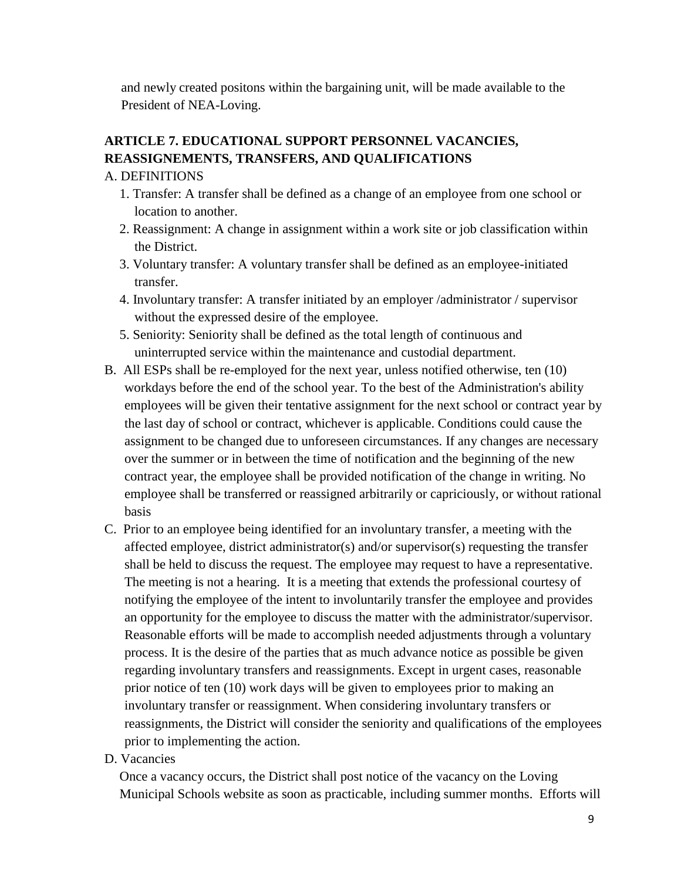and newly created positons within the bargaining unit, will be made available to the President of NEA-Loving.

## ARTICLE 7. EDUCATIONAL SUPPORT PERSONNEL VACANCIES, REASSIGNEMENTS, TRANSFERS, AND QUALIFICATIONS

A. DEFINITIONS

1. Transfer: A transfer shall be defined as a change of an employee from one school or location to another.
2. Reassignment: A change in assignment within a work site or job classification within the District.
3. Voluntary transfer: A voluntary transfer shall be defined as an employee-initiated transfer.
4. Involuntary transfer: A transfer initiated by an employer /administrator / supervisor without the expressed desire of the employee.
5. Seniority: Seniority shall be defined as the total length of continuous and uninterrupted service within the maintenance and custodial department.

B. All ESPs shall be re-employed for the next year, unless notified otherwise, ten (10) workdays before the end of the school year. To the best of the Administration's ability employees will be given their tentative assignment for the next school or contract year by the last day of school or contract, whichever is applicable. Conditions could cause the assignment to be changed due to unforeseen circumstances. If any changes are necessary over the summer or in between the time of notification and the beginning of the new contract year, the employee shall be provided notification of the change in writing. No employee shall be transferred or reassigned arbitrarily or capriciously, or without rational basis

C. Prior to an employee being identified for an involuntary transfer, a meeting with the affected employee, district administrator(s) and/or supervisor(s) requesting the transfer shall be held to discuss the request. The employee may request to have a representative. The meeting is not a hearing. It is a meeting that extends the professional courtesy of notifying the employee of the intent to involuntarily transfer the employee and provides an opportunity for the employee to discuss the matter with the administrator/supervisor. Reasonable efforts will be made to accomplish needed adjustments through a voluntary process. It is the desire of the parties that as much advance notice as possible be given regarding involuntary transfers and reassignments. Except in urgent cases, reasonable prior notice of ten (10) work days will be given to employees prior to making an involuntary transfer or reassignment. When considering involuntary transfers or reassignments, the District will consider the seniority and qualifications of the employees prior to implementing the action.

D. Vacancies

Once a vacancy occurs, the District shall post notice of the vacancy on the Loving Municipal Schools website as soon as practicable, including summer months. Efforts will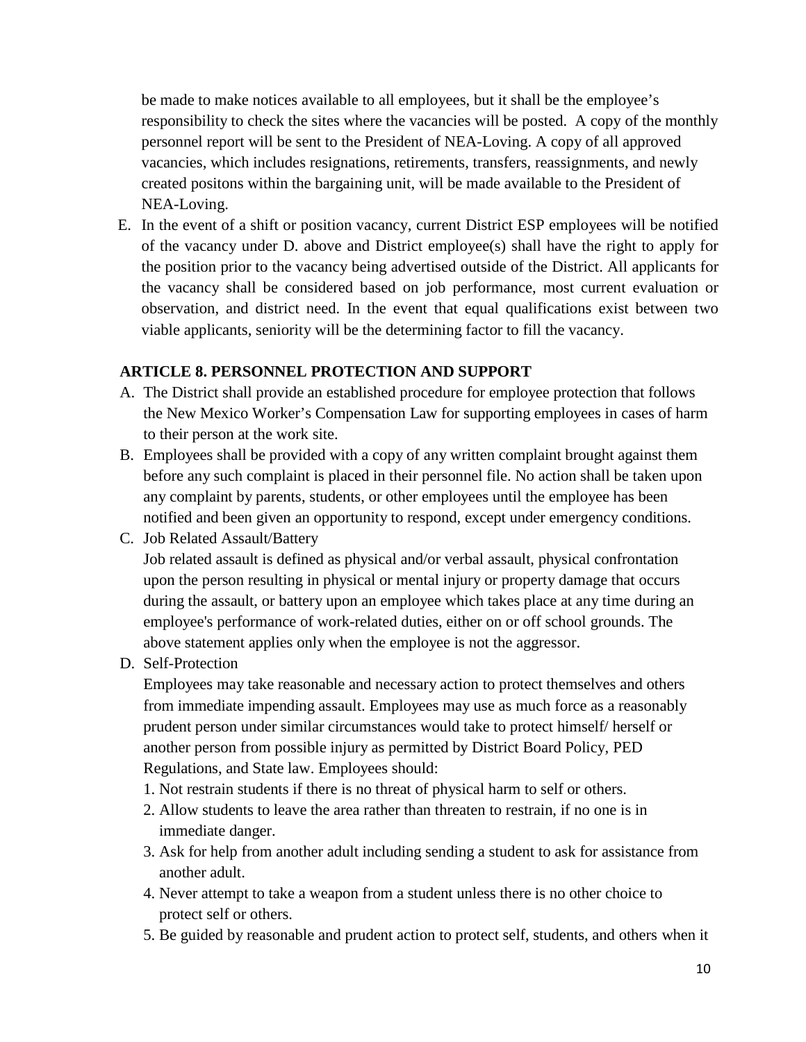be made to make notices available to all employees, but it shall be the employee's responsibility to check the sites where the vacancies will be posted. A copy of the monthly personnel report will be sent to the President of NEA-Loving. A copy of all approved vacancies, which includes resignations, retirements, transfers, reassignments, and newly created positons within the bargaining unit, will be made available to the President of NEA-Loving.

E. In the event of a shift or position vacancy, current District ESP employees will be notified of the vacancy under D. above and District employee(s) shall have the right to apply for the position prior to the vacancy being advertised outside of the District. All applicants for the vacancy shall be considered based on job performance, most current evaluation or observation, and district need. In the event that equal qualifications exist between two viable applicants, seniority will be the determining factor to fill the vacancy.

## ARTICLE 8. PERSONNEL PROTECTION AND SUPPORT

A. The District shall provide an established procedure for employee protection that follows the New Mexico Worker's Compensation Law for supporting employees in cases of harm to their person at the work site.

B. Employees shall be provided with a copy of any written complaint brought against them before any such complaint is placed in their personnel file. No action shall be taken upon any complaint by parents, students, or other employees until the employee has been notified and been given an opportunity to respond, except under emergency conditions.

C. Job Related Assault/Battery

   Job related assault is defined as physical and/or verbal assault, physical confrontation upon the person resulting in physical or mental injury or property damage that occurs during the assault, or battery upon an employee which takes place at any time during an employee's performance of work-related duties, either on or off school grounds. The above statement applies only when the employee is not the aggressor.

D. Self-Protection

   Employees may take reasonable and necessary action to protect themselves and others from immediate impending assault. Employees may use as much force as a reasonably prudent person under similar circumstances would take to protect himself/ herself or another person from possible injury as permitted by District Board Policy, PED Regulations, and State law. Employees should:

   1. Not restrain students if there is no threat of physical harm to self or others.
   2. Allow students to leave the area rather than threaten to restrain, if no one is in immediate danger.
   3. Ask for help from another adult including sending a student to ask for assistance from another adult.
   4. Never attempt to take a weapon from a student unless there is no other choice to protect self or others.
   5. Be guided by reasonable and prudent action to protect self, students, and others when it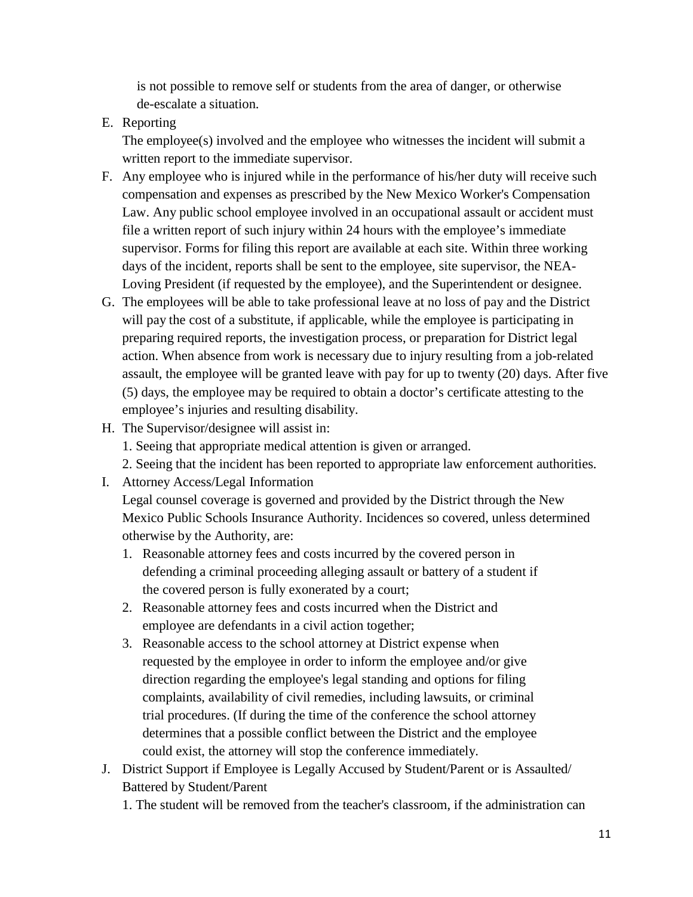is not possible to remove self or students from the area of danger, or otherwise de-escalate a situation.

E. Reporting

   The employee(s) involved and the employee who witnesses the incident will submit a written report to the immediate supervisor.

F. Any employee who is injured while in the performance of his/her duty will receive such compensation and expenses as prescribed by the New Mexico Worker's Compensation Law. Any public school employee involved in an occupational assault or accident must file a written report of such injury within 24 hours with the employee's immediate supervisor. Forms for filing this report are available at each site. Within three working days of the incident, reports shall be sent to the employee, site supervisor, the NEA-Loving President (if requested by the employee), and the Superintendent or designee.

G. The employees will be able to take professional leave at no loss of pay and the District will pay the cost of a substitute, if applicable, while the employee is participating in preparing required reports, the investigation process, or preparation for District legal action. When absence from work is necessary due to injury resulting from a job-related assault, the employee will be granted leave with pay for up to twenty (20) days. After five (5) days, the employee may be required to obtain a doctor's certificate attesting to the employee's injuries and resulting disability.

H. The Supervisor/designee will assist in:

   1. Seeing that appropriate medical attention is given or arranged.
   2. Seeing that the incident has been reported to appropriate law enforcement authorities.

I. Attorney Access/Legal Information

   Legal counsel coverage is governed and provided by the District through the New Mexico Public Schools Insurance Authority. Incidences so covered, unless determined otherwise by the Authority, are:

   1. Reasonable attorney fees and costs incurred by the covered person in defending a criminal proceeding alleging assault or battery of a student if the covered person is fully exonerated by a court;
   2. Reasonable attorney fees and costs incurred when the District and employee are defendants in a civil action together;
   3. Reasonable access to the school attorney at District expense when requested by the employee in order to inform the employee and/or give direction regarding the employee's legal standing and options for filing complaints, availability of civil remedies, including lawsuits, or criminal trial procedures. (If during the time of the conference the school attorney determines that a possible conflict between the District and the employee could exist, the attorney will stop the conference immediately.

J. District Support if Employee is Legally Accused by Student/Parent or is Assaulted/ Battered by Student/Parent

   1. The student will be removed from the teacher's classroom, if the administration can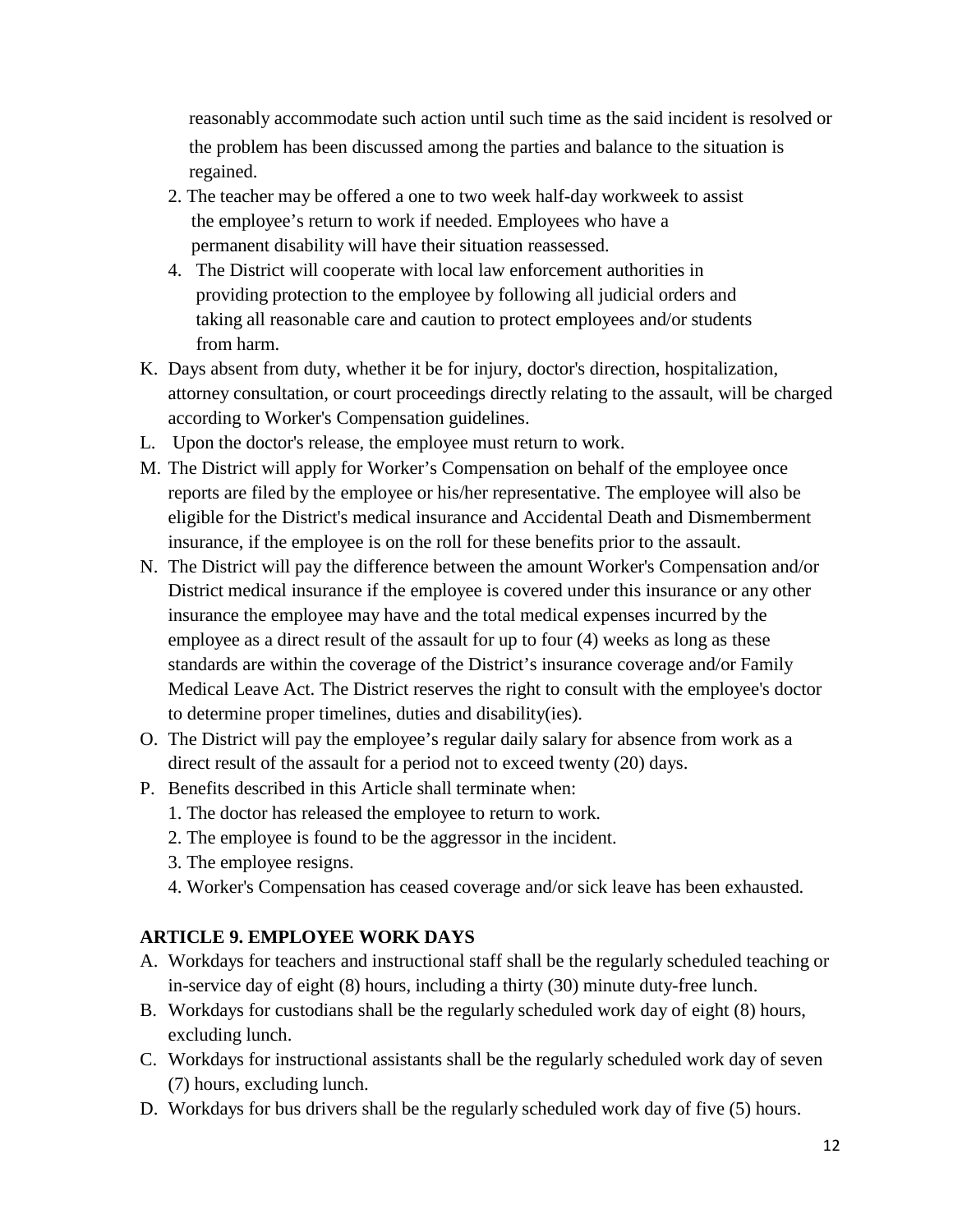reasonably accommodate such action until such time as the said incident is resolved or the problem has been discussed among the parties and balance to the situation is regained.

2. The teacher may be offered a one to two week half-day workweek to assist the employee's return to work if needed. Employees who have a permanent disability will have their situation reassessed.
4. The District will cooperate with local law enforcement authorities in providing protection to the employee by following all judicial orders and taking all reasonable care and caution to protect employees and/or students from harm.

K. Days absent from duty, whether it be for injury, doctor's direction, hospitalization, attorney consultation, or court proceedings directly relating to the assault, will be charged according to Worker's Compensation guidelines.

L. Upon the doctor's release, the employee must return to work.

M. The District will apply for Worker's Compensation on behalf of the employee once reports are filed by the employee or his/her representative. The employee will also be eligible for the District's medical insurance and Accidental Death and Dismemberment insurance, if the employee is on the roll for these benefits prior to the assault.

N. The District will pay the difference between the amount Worker's Compensation and/or District medical insurance if the employee is covered under this insurance or any other insurance the employee may have and the total medical expenses incurred by the employee as a direct result of the assault for up to four (4) weeks as long as these standards are within the coverage of the District's insurance coverage and/or Family Medical Leave Act. The District reserves the right to consult with the employee's doctor to determine proper timelines, duties and disability(ies).

O. The District will pay the employee's regular daily salary for absence from work as a direct result of the assault for a period not to exceed twenty (20) days.

P. Benefits described in this Article shall terminate when:
   1. The doctor has released the employee to return to work.
   2. The employee is found to be the aggressor in the incident.
   3. The employee resigns.
   4. Worker's Compensation has ceased coverage and/or sick leave has been exhausted.

## ARTICLE 9. EMPLOYEE WORK DAYS

A. Workdays for teachers and instructional staff shall be the regularly scheduled teaching or in-service day of eight (8) hours, including a thirty (30) minute duty-free lunch.

B. Workdays for custodians shall be the regularly scheduled work day of eight (8) hours, excluding lunch.

C. Workdays for instructional assistants shall be the regularly scheduled work day of seven (7) hours, excluding lunch.

D. Workdays for bus drivers shall be the regularly scheduled work day of five (5) hours.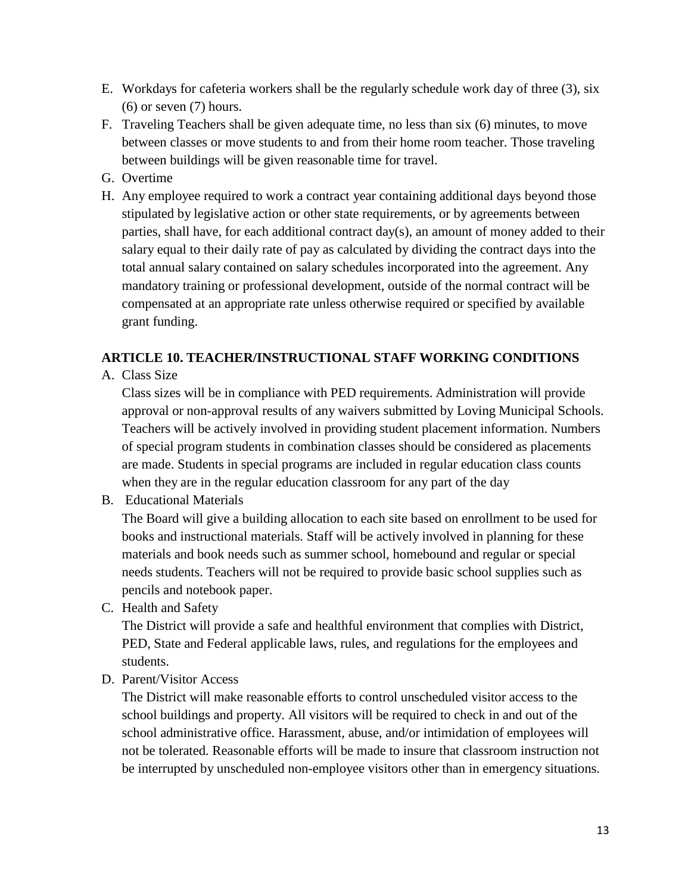E. Workdays for cafeteria workers shall be the regularly schedule work day of three (3), six (6) or seven (7) hours.
F. Traveling Teachers shall be given adequate time, no less than six (6) minutes, to move between classes or move students to and from their home room teacher. Those traveling between buildings will be given reasonable time for travel.
G. Overtime
H. Any employee required to work a contract year containing additional days beyond those stipulated by legislative action or other state requirements, or by agreements between parties, shall have, for each additional contract day(s), an amount of money added to their salary equal to their daily rate of pay as calculated by dividing the contract days into the total annual salary contained on salary schedules incorporated into the agreement. Any mandatory training or professional development, outside of the normal contract will be compensated at an appropriate rate unless otherwise required or specified by available grant funding.

**ARTICLE 10. TEACHER/INSTRUCTIONAL STAFF WORKING CONDITIONS**

A. Class Size

   Class sizes will be in compliance with PED requirements. Administration will provide approval or non-approval results of any waivers submitted by Loving Municipal Schools. Teachers will be actively involved in providing student placement information. Numbers of special program students in combination classes should be considered as placements are made. Students in special programs are included in regular education class counts when they are in the regular education classroom for any part of the day

B. Educational Materials

   The Board will give a building allocation to each site based on enrollment to be used for books and instructional materials. Staff will be actively involved in planning for these materials and book needs such as summer school, homebound and regular or special needs students. Teachers will not be required to provide basic school supplies such as pencils and notebook paper.

C. Health and Safety

   The District will provide a safe and healthful environment that complies with District, PED, State and Federal applicable laws, rules, and regulations for the employees and students.

D. Parent/Visitor Access

   The District will make reasonable efforts to control unscheduled visitor access to the school buildings and property. All visitors will be required to check in and out of the school administrative office. Harassment, abuse, and/or intimidation of employees will not be tolerated. Reasonable efforts will be made to insure that classroom instruction not be interrupted by unscheduled non-employee visitors other than in emergency situations.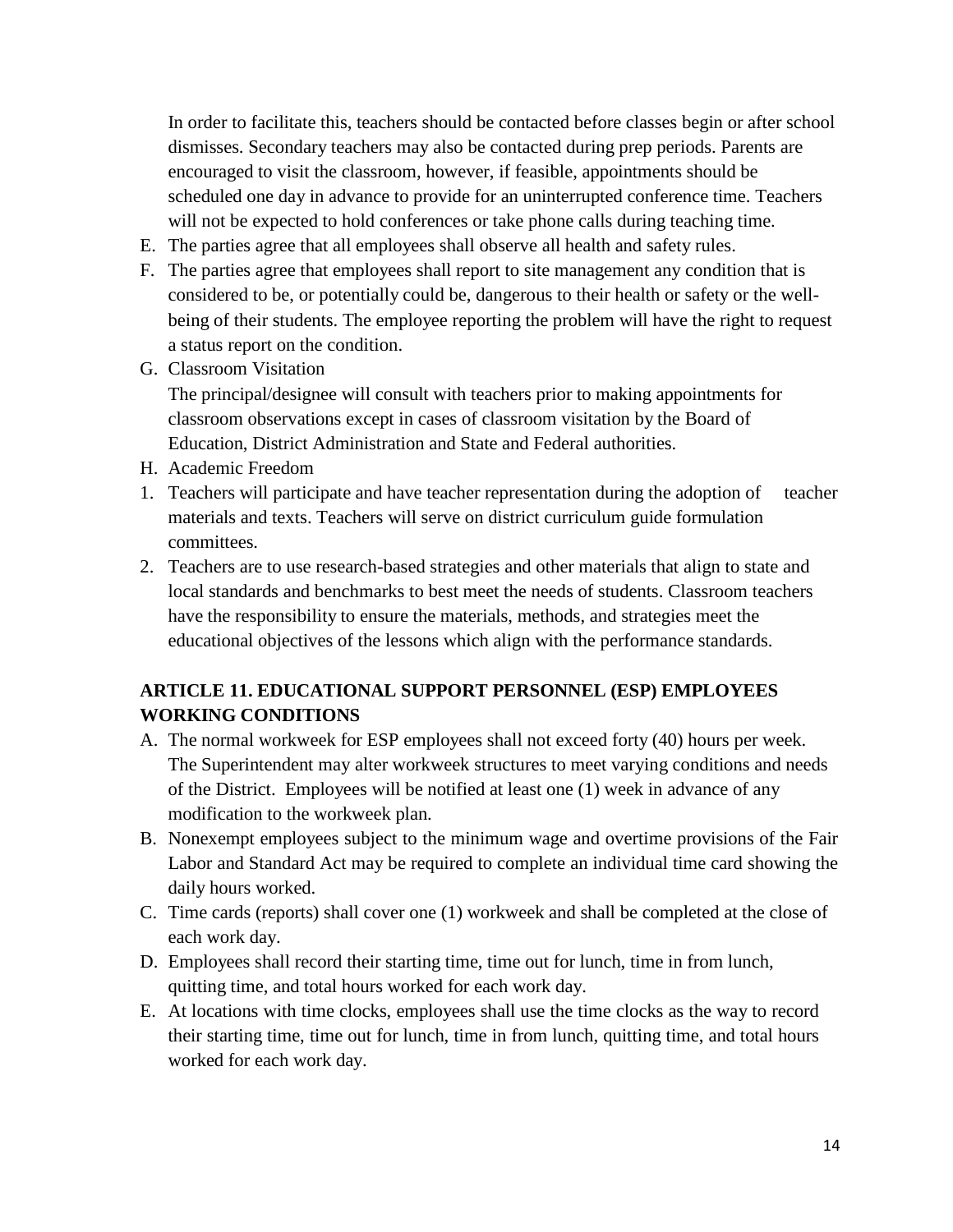In order to facilitate this, teachers should be contacted before classes begin or after school dismisses. Secondary teachers may also be contacted during prep periods. Parents are encouraged to visit the classroom, however, if feasible, appointments should be scheduled one day in advance to provide for an uninterrupted conference time. Teachers will not be expected to hold conferences or take phone calls during teaching time.

E. The parties agree that all employees shall observe all health and safety rules.

F. The parties agree that employees shall report to site management any condition that is considered to be, or potentially could be, dangerous to their health or safety or the well-being of their students. The employee reporting the problem will have the right to request a status report on the condition.

G. Classroom Visitation

The principal/designee will consult with teachers prior to making appointments for classroom observations except in cases of classroom visitation by the Board of Education, District Administration and State and Federal authorities.

H. Academic Freedom

1. Teachers will participate and have teacher representation during the adoption of teacher materials and texts. Teachers will serve on district curriculum guide formulation committees.
2. Teachers are to use research-based strategies and other materials that align to state and local standards and benchmarks to best meet the needs of students. Classroom teachers have the responsibility to ensure the materials, methods, and strategies meet the educational objectives of the lessons which align with the performance standards.

## ARTICLE 11. EDUCATIONAL SUPPORT PERSONNEL (ESP) EMPLOYEES WORKING CONDITIONS

A. The normal workweek for ESP employees shall not exceed forty (40) hours per week. The Superintendent may alter workweek structures to meet varying conditions and needs of the District. Employees will be notified at least one (1) week in advance of any modification to the workweek plan.

B. Nonexempt employees subject to the minimum wage and overtime provisions of the Fair Labor and Standard Act may be required to complete an individual time card showing the daily hours worked.

C. Time cards (reports) shall cover one (1) workweek and shall be completed at the close of each work day.

D. Employees shall record their starting time, time out for lunch, time in from lunch, quitting time, and total hours worked for each work day.

E. At locations with time clocks, employees shall use the time clocks as the way to record their starting time, time out for lunch, time in from lunch, quitting time, and total hours worked for each work day.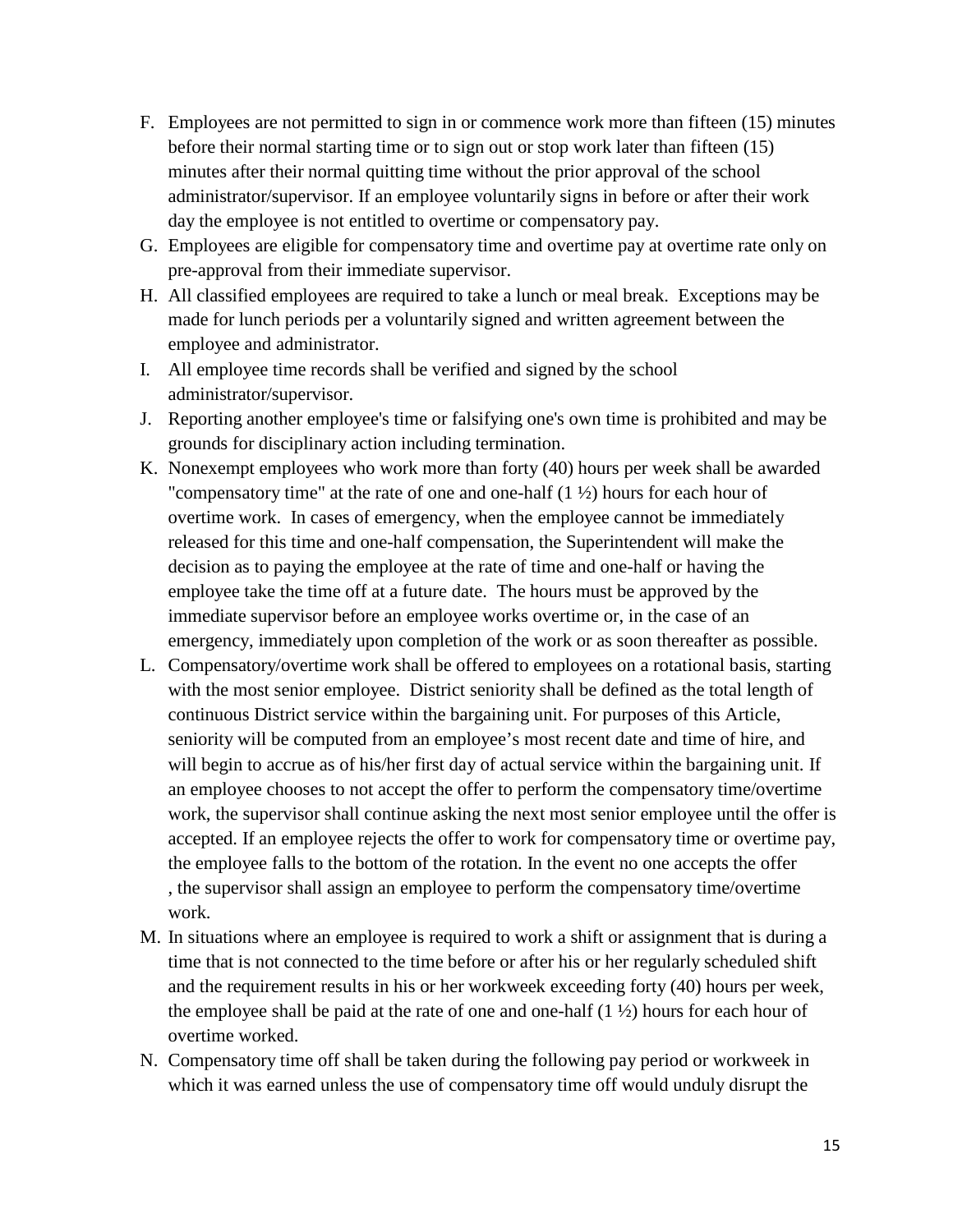F. Employees are not permitted to sign in or commence work more than fifteen (15) minutes before their normal starting time or to sign out or stop work later than fifteen (15) minutes after their normal quitting time without the prior approval of the school administrator/supervisor. If an employee voluntarily signs in before or after their work day the employee is not entitled to overtime or compensatory pay.

G. Employees are eligible for compensatory time and overtime pay at overtime rate only on pre-approval from their immediate supervisor.

H. All classified employees are required to take a lunch or meal break. Exceptions may be made for lunch periods per a voluntarily signed and written agreement between the employee and administrator.

I. All employee time records shall be verified and signed by the school administrator/supervisor.

J. Reporting another employee's time or falsifying one's own time is prohibited and may be grounds for disciplinary action including termination.

K. Nonexempt employees who work more than forty (40) hours per week shall be awarded "compensatory time" at the rate of one and one-half (1 ½) hours for each hour of overtime work. In cases of emergency, when the employee cannot be immediately released for this time and one-half compensation, the Superintendent will make the decision as to paying the employee at the rate of time and one-half or having the employee take the time off at a future date. The hours must be approved by the immediate supervisor before an employee works overtime or, in the case of an emergency, immediately upon completion of the work or as soon thereafter as possible.

L. Compensatory/overtime work shall be offered to employees on a rotational basis, starting with the most senior employee. District seniority shall be defined as the total length of continuous District service within the bargaining unit. For purposes of this Article, seniority will be computed from an employee's most recent date and time of hire, and will begin to accrue as of his/her first day of actual service within the bargaining unit. If an employee chooses to not accept the offer to perform the compensatory time/overtime work, the supervisor shall continue asking the next most senior employee until the offer is accepted. If an employee rejects the offer to work for compensatory time or overtime pay, the employee falls to the bottom of the rotation. In the event no one accepts the offer , the supervisor shall assign an employee to perform the compensatory time/overtime work.

M. In situations where an employee is required to work a shift or assignment that is during a time that is not connected to the time before or after his or her regularly scheduled shift and the requirement results in his or her workweek exceeding forty (40) hours per week, the employee shall be paid at the rate of one and one-half (1 ½) hours for each hour of overtime worked.

N. Compensatory time off shall be taken during the following pay period or workweek in which it was earned unless the use of compensatory time off would unduly disrupt the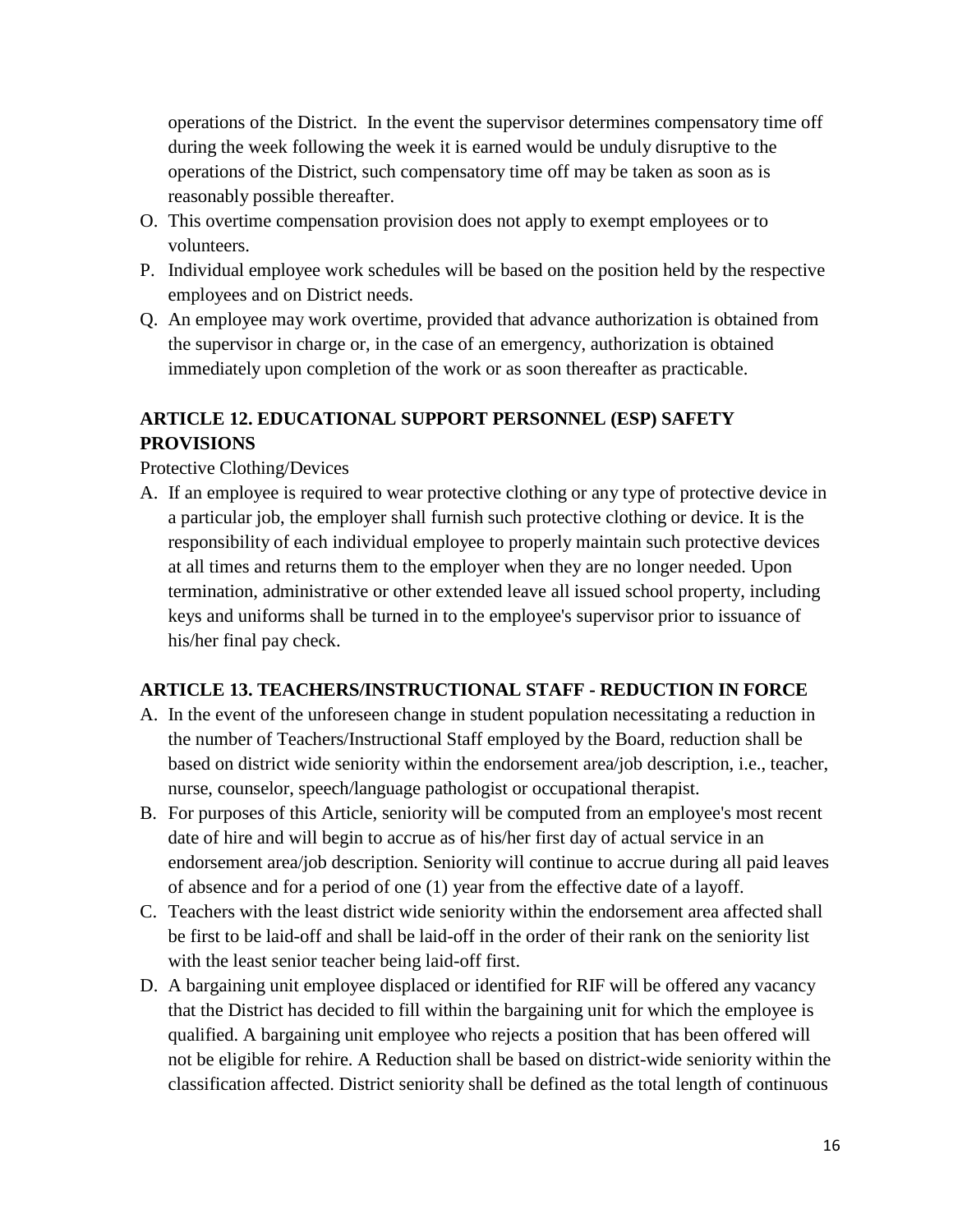operations of the District. In the event the supervisor determines compensatory time off during the week following the week it is earned would be unduly disruptive to the operations of the District, such compensatory time off may be taken as soon as is reasonably possible thereafter.

O. This overtime compensation provision does not apply to exempt employees or to volunteers.

P. Individual employee work schedules will be based on the position held by the respective employees and on District needs.

Q. An employee may work overtime, provided that advance authorization is obtained from the supervisor in charge or, in the case of an emergency, authorization is obtained immediately upon completion of the work or as soon thereafter as practicable.

## ARTICLE 12. EDUCATIONAL SUPPORT PERSONNEL (ESP) SAFETY PROVISIONS

Protective Clothing/Devices

A. If an employee is required to wear protective clothing or any type of protective device in a particular job, the employer shall furnish such protective clothing or device. It is the responsibility of each individual employee to properly maintain such protective devices at all times and returns them to the employer when they are no longer needed. Upon termination, administrative or other extended leave all issued school property, including keys and uniforms shall be turned in to the employee's supervisor prior to issuance of his/her final pay check.

## ARTICLE 13. TEACHERS/INSTRUCTIONAL STAFF - REDUCTION IN FORCE

A. In the event of the unforeseen change in student population necessitating a reduction in the number of Teachers/Instructional Staff employed by the Board, reduction shall be based on district wide seniority within the endorsement area/job description, i.e., teacher, nurse, counselor, speech/language pathologist or occupational therapist.

B. For purposes of this Article, seniority will be computed from an employee's most recent date of hire and will begin to accrue as of his/her first day of actual service in an endorsement area/job description. Seniority will continue to accrue during all paid leaves of absence and for a period of one (1) year from the effective date of a layoff.

C. Teachers with the least district wide seniority within the endorsement area affected shall be first to be laid-off and shall be laid-off in the order of their rank on the seniority list with the least senior teacher being laid-off first.

D. A bargaining unit employee displaced or identified for RIF will be offered any vacancy that the District has decided to fill within the bargaining unit for which the employee is qualified. A bargaining unit employee who rejects a position that has been offered will not be eligible for rehire. A Reduction shall be based on district-wide seniority within the classification affected. District seniority shall be defined as the total length of continuous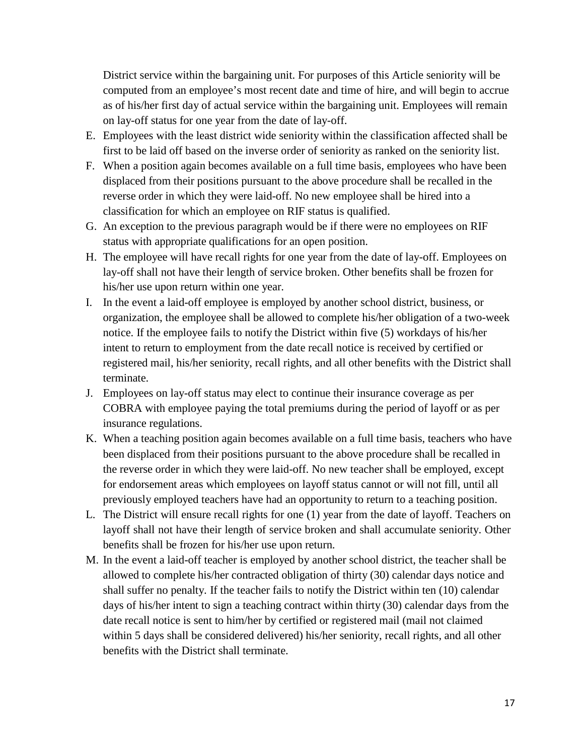District service within the bargaining unit. For purposes of this Article seniority will be computed from an employee's most recent date and time of hire, and will begin to accrue as of his/her first day of actual service within the bargaining unit. Employees will remain on lay-off status for one year from the date of lay-off.

E. Employees with the least district wide seniority within the classification affected shall be first to be laid off based on the inverse order of seniority as ranked on the seniority list.
F. When a position again becomes available on a full time basis, employees who have been displaced from their positions pursuant to the above procedure shall be recalled in the reverse order in which they were laid-off. No new employee shall be hired into a classification for which an employee on RIF status is qualified.
G. An exception to the previous paragraph would be if there were no employees on RIF status with appropriate qualifications for an open position.
H. The employee will have recall rights for one year from the date of lay-off. Employees on lay-off shall not have their length of service broken. Other benefits shall be frozen for his/her use upon return within one year.
I. In the event a laid-off employee is employed by another school district, business, or organization, the employee shall be allowed to complete his/her obligation of a two-week notice. If the employee fails to notify the District within five (5) workdays of his/her intent to return to employment from the date recall notice is received by certified or registered mail, his/her seniority, recall rights, and all other benefits with the District shall terminate.
J. Employees on lay-off status may elect to continue their insurance coverage as per COBRA with employee paying the total premiums during the period of layoff or as per insurance regulations.
K. When a teaching position again becomes available on a full time basis, teachers who have been displaced from their positions pursuant to the above procedure shall be recalled in the reverse order in which they were laid-off. No new teacher shall be employed, except for endorsement areas which employees on layoff status cannot or will not fill, until all previously employed teachers have had an opportunity to return to a teaching position.
L. The District will ensure recall rights for one (1) year from the date of layoff. Teachers on layoff shall not have their length of service broken and shall accumulate seniority. Other benefits shall be frozen for his/her use upon return.
M. In the event a laid-off teacher is employed by another school district, the teacher shall be allowed to complete his/her contracted obligation of thirty (30) calendar days notice and shall suffer no penalty. If the teacher fails to notify the District within ten (10) calendar days of his/her intent to sign a teaching contract within thirty (30) calendar days from the date recall notice is sent to him/her by certified or registered mail (mail not claimed within 5 days shall be considered delivered) his/her seniority, recall rights, and all other benefits with the District shall terminate.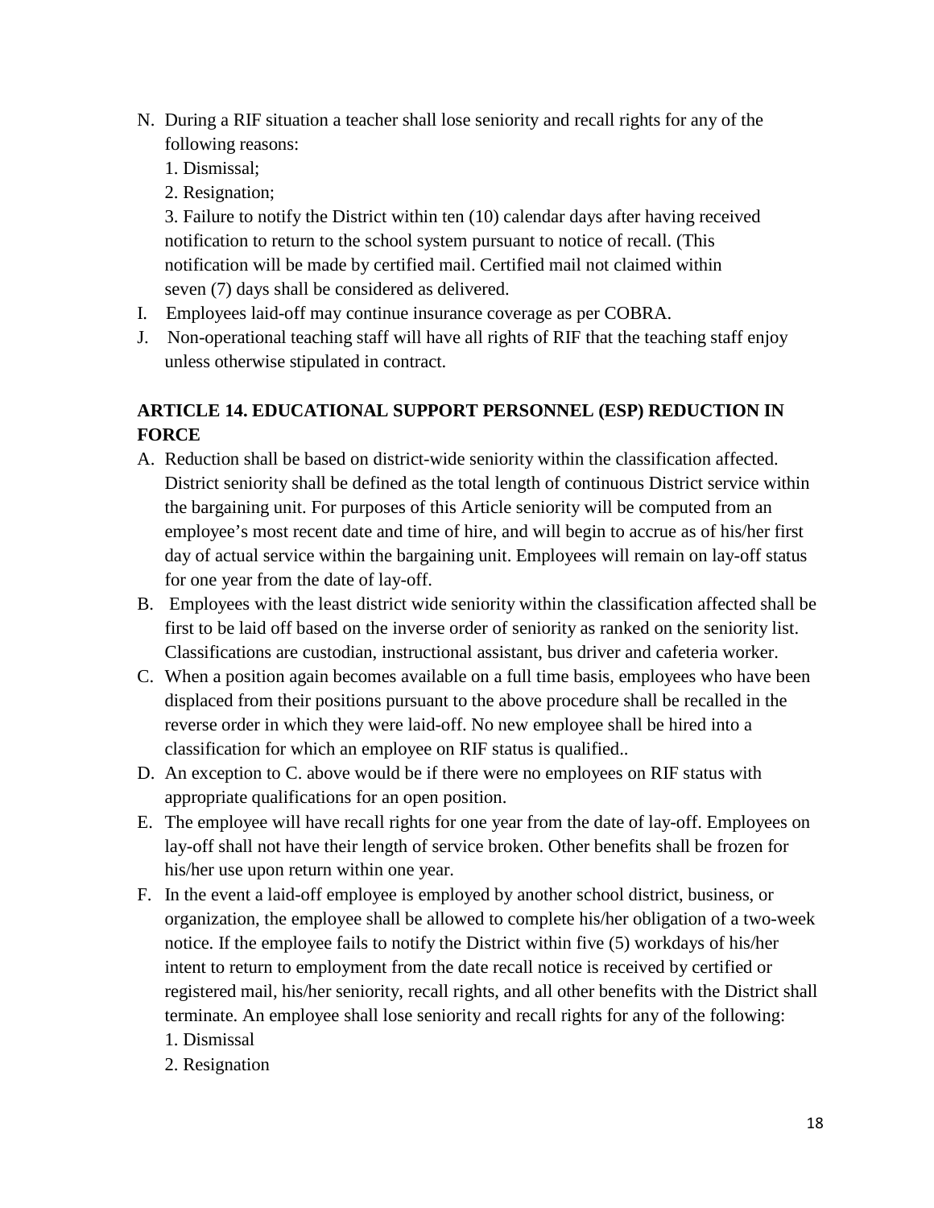N. During a RIF situation a teacher shall lose seniority and recall rights for any of the following reasons:

   1. Dismissal;

   2. Resignation;

   3. Failure to notify the District within ten (10) calendar days after having received notification to return to the school system pursuant to notice of recall. (This notification will be made by certified mail. Certified mail not claimed within seven (7) days shall be considered as delivered.

I. Employees laid-off may continue insurance coverage as per COBRA.

J. Non-operational teaching staff will have all rights of RIF that the teaching staff enjoy unless otherwise stipulated in contract.

## ARTICLE 14. EDUCATIONAL SUPPORT PERSONNEL (ESP) REDUCTION IN FORCE

A. Reduction shall be based on district-wide seniority within the classification affected. District seniority shall be defined as the total length of continuous District service within the bargaining unit. For purposes of this Article seniority will be computed from an employee's most recent date and time of hire, and will begin to accrue as of his/her first day of actual service within the bargaining unit. Employees will remain on lay-off status for one year from the date of lay-off.

B. Employees with the least district wide seniority within the classification affected shall be first to be laid off based on the inverse order of seniority as ranked on the seniority list. Classifications are custodian, instructional assistant, bus driver and cafeteria worker.

C. When a position again becomes available on a full time basis, employees who have been displaced from their positions pursuant to the above procedure shall be recalled in the reverse order in which they were laid-off. No new employee shall be hired into a classification for which an employee on RIF status is qualified..

D. An exception to C. above would be if there were no employees on RIF status with appropriate qualifications for an open position.

E. The employee will have recall rights for one year from the date of lay-off. Employees on lay-off shall not have their length of service broken. Other benefits shall be frozen for his/her use upon return within one year.

F. In the event a laid-off employee is employed by another school district, business, or organization, the employee shall be allowed to complete his/her obligation of a two-week notice. If the employee fails to notify the District within five (5) workdays of his/her intent to return to employment from the date recall notice is received by certified or registered mail, his/her seniority, recall rights, and all other benefits with the District shall terminate. An employee shall lose seniority and recall rights for any of the following:

   1. Dismissal

   2. Resignation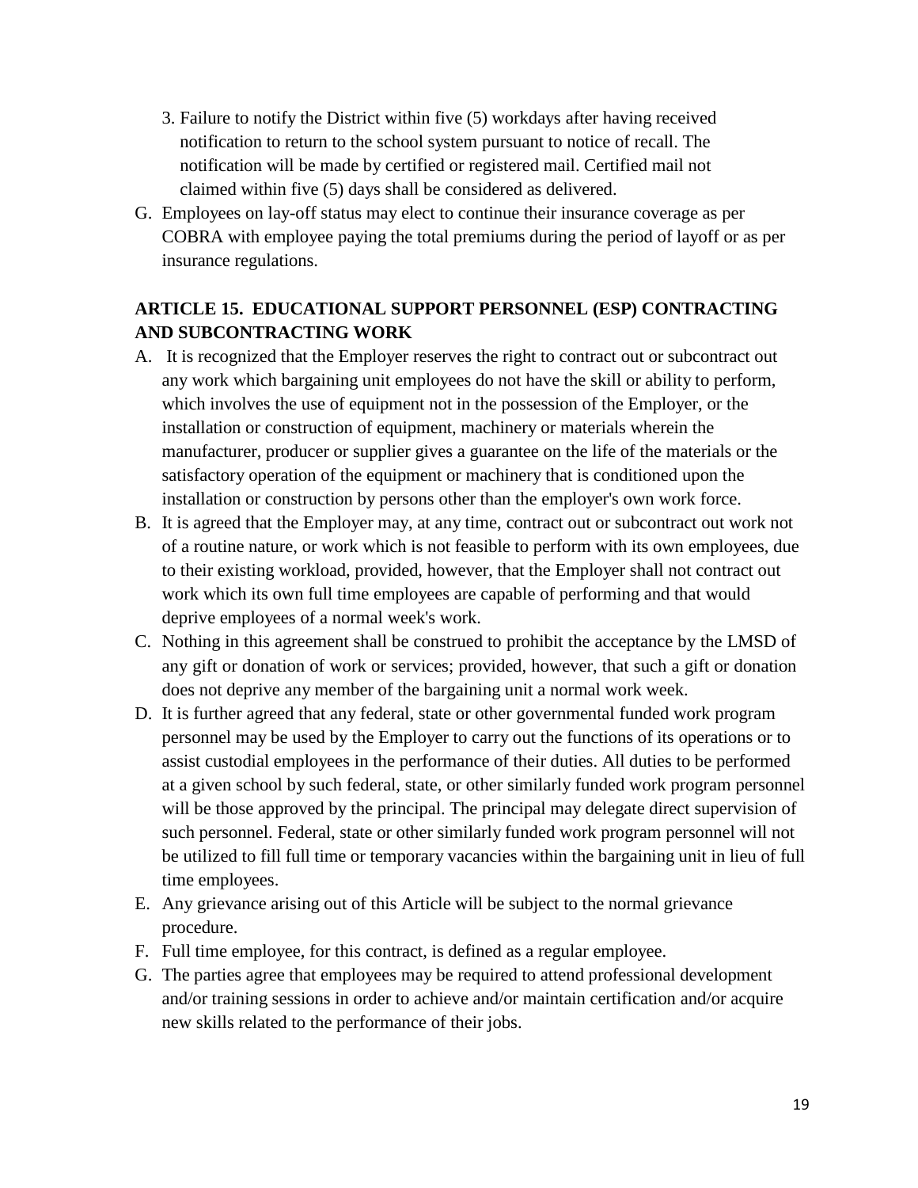3. Failure to notify the District within five (5) workdays after having received notification to return to the school system pursuant to notice of recall. The notification will be made by certified or registered mail. Certified mail not claimed within five (5) days shall be considered as delivered.

G. Employees on lay-off status may elect to continue their insurance coverage as per COBRA with employee paying the total premiums during the period of layoff or as per insurance regulations.

## ARTICLE 15. EDUCATIONAL SUPPORT PERSONNEL (ESP) CONTRACTING AND SUBCONTRACTING WORK

A. It is recognized that the Employer reserves the right to contract out or subcontract out any work which bargaining unit employees do not have the skill or ability to perform, which involves the use of equipment not in the possession of the Employer, or the installation or construction of equipment, machinery or materials wherein the manufacturer, producer or supplier gives a guarantee on the life of the materials or the satisfactory operation of the equipment or machinery that is conditioned upon the installation or construction by persons other than the employer's own work force.

B. It is agreed that the Employer may, at any time, contract out or subcontract out work not of a routine nature, or work which is not feasible to perform with its own employees, due to their existing workload, provided, however, that the Employer shall not contract out work which its own full time employees are capable of performing and that would deprive employees of a normal week's work.

C. Nothing in this agreement shall be construed to prohibit the acceptance by the LMSD of any gift or donation of work or services; provided, however, that such a gift or donation does not deprive any member of the bargaining unit a normal work week.

D. It is further agreed that any federal, state or other governmental funded work program personnel may be used by the Employer to carry out the functions of its operations or to assist custodial employees in the performance of their duties. All duties to be performed at a given school by such federal, state, or other similarly funded work program personnel will be those approved by the principal. The principal may delegate direct supervision of such personnel. Federal, state or other similarly funded work program personnel will not be utilized to fill full time or temporary vacancies within the bargaining unit in lieu of full time employees.

E. Any grievance arising out of this Article will be subject to the normal grievance procedure.

F. Full time employee, for this contract, is defined as a regular employee.

G. The parties agree that employees may be required to attend professional development and/or training sessions in order to achieve and/or maintain certification and/or acquire new skills related to the performance of their jobs.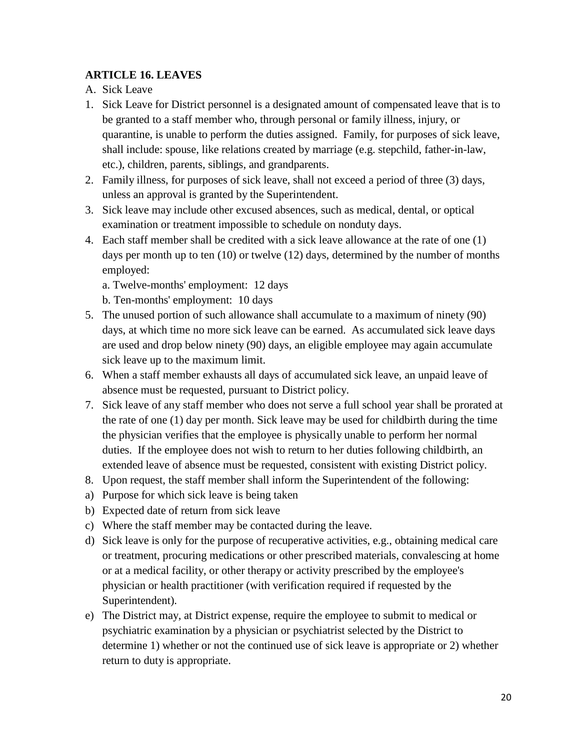## ARTICLE 16. LEAVES

A. Sick Leave

1. Sick Leave for District personnel is a designated amount of compensated leave that is to be granted to a staff member who, through personal or family illness, injury, or quarantine, is unable to perform the duties assigned. Family, for purposes of sick leave, shall include: spouse, like relations created by marriage (e.g. stepchild, father-in-law, etc.), children, parents, siblings, and grandparents.
2. Family illness, for purposes of sick leave, shall not exceed a period of three (3) days, unless an approval is granted by the Superintendent.
3. Sick leave may include other excused absences, such as medical, dental, or optical examination or treatment impossible to schedule on nonduty days.
4. Each staff member shall be credited with a sick leave allowance at the rate of one (1) days per month up to ten (10) or twelve (12) days, determined by the number of months employed:

   a. Twelve-months' employment: 12 days

   b. Ten-months' employment: 10 days
5. The unused portion of such allowance shall accumulate to a maximum of ninety (90) days, at which time no more sick leave can be earned. As accumulated sick leave days are used and drop below ninety (90) days, an eligible employee may again accumulate sick leave up to the maximum limit.
6. When a staff member exhausts all days of accumulated sick leave, an unpaid leave of absence must be requested, pursuant to District policy.
7. Sick leave of any staff member who does not serve a full school year shall be prorated at the rate of one (1) day per month. Sick leave may be used for childbirth during the time the physician verifies that the employee is physically unable to perform her normal duties. If the employee does not wish to return to her duties following childbirth, an extended leave of absence must be requested, consistent with existing District policy.
8. Upon request, the staff member shall inform the Superintendent of the following:

a) Purpose for which sick leave is being taken

b) Expected date of return from sick leave

c) Where the staff member may be contacted during the leave.

d) Sick leave is only for the purpose of recuperative activities, e.g., obtaining medical care or treatment, procuring medications or other prescribed materials, convalescing at home or at a medical facility, or other therapy or activity prescribed by the employee's physician or health practitioner (with verification required if requested by the Superintendent).

e) The District may, at District expense, require the employee to submit to medical or psychiatric examination by a physician or psychiatrist selected by the District to determine 1) whether or not the continued use of sick leave is appropriate or 2) whether return to duty is appropriate.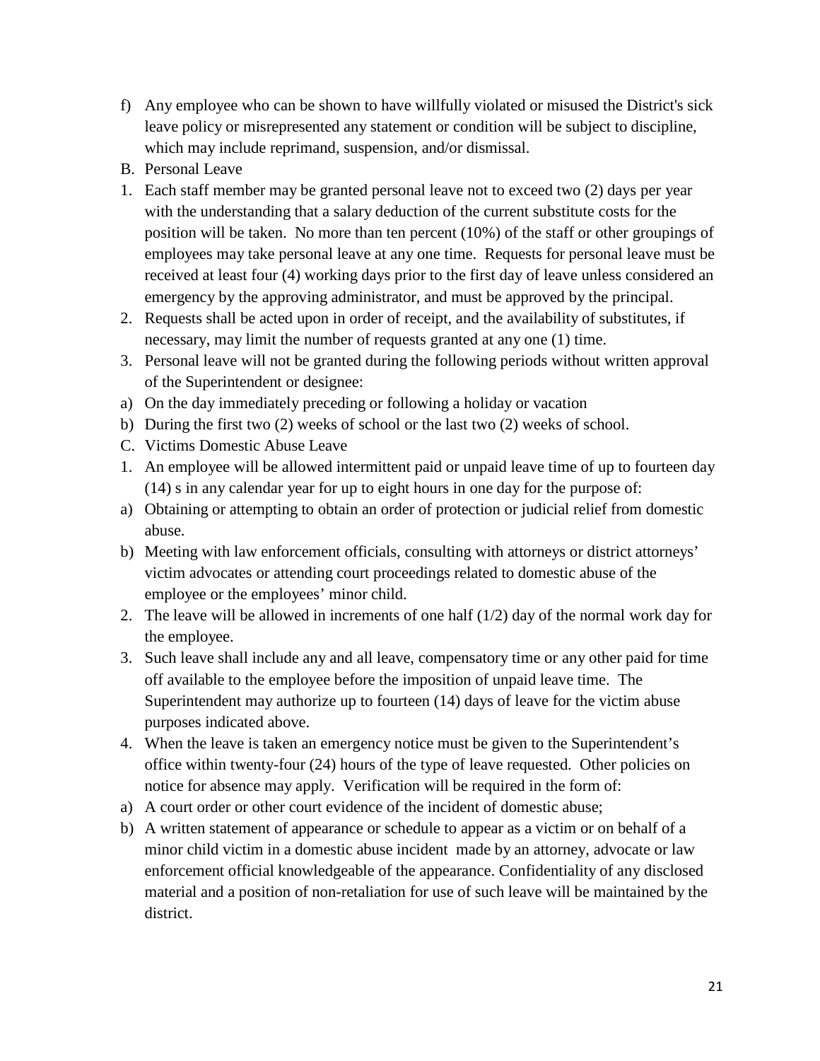f) Any employee who can be shown to have willfully violated or misused the District's sick leave policy or misrepresented any statement or condition will be subject to discipline, which may include reprimand, suspension, and/or dismissal.

B. Personal Leave

1. Each staff member may be granted personal leave not to exceed two (2) days per year with the understanding that a salary deduction of the current substitute costs for the position will be taken. No more than ten percent (10%) of the staff or other groupings of employees may take personal leave at any one time. Requests for personal leave must be received at least four (4) working days prior to the first day of leave unless considered an emergency by the approving administrator, and must be approved by the principal.
2. Requests shall be acted upon in order of receipt, and the availability of substitutes, if necessary, may limit the number of requests granted at any one (1) time.
3. Personal leave will not be granted during the following periods without written approval of the Superintendent or designee:

a) On the day immediately preceding or following a holiday or vacation

b) During the first two (2) weeks of school or the last two (2) weeks of school.

C. Victims Domestic Abuse Leave

1. An employee will be allowed intermittent paid or unpaid leave time of up to fourteen day (14) s in any calendar year for up to eight hours in one day for the purpose of:

a) Obtaining or attempting to obtain an order of protection or judicial relief from domestic abuse.

b) Meeting with law enforcement officials, consulting with attorneys or district attorneys' victim advocates or attending court proceedings related to domestic abuse of the employee or the employees' minor child.

2. The leave will be allowed in increments of one half (1/2) day of the normal work day for the employee.
3. Such leave shall include any and all leave, compensatory time or any other paid for time off available to the employee before the imposition of unpaid leave time. The Superintendent may authorize up to fourteen (14) days of leave for the victim abuse purposes indicated above.
4. When the leave is taken an emergency notice must be given to the Superintendent's office within twenty-four (24) hours of the type of leave requested. Other policies on notice for absence may apply. Verification will be required in the form of:

a) A court order or other court evidence of the incident of domestic abuse;

b) A written statement of appearance or schedule to appear as a victim or on behalf of a minor child victim in a domestic abuse incident made by an attorney, advocate or law enforcement official knowledgeable of the appearance. Confidentiality of any disclosed material and a position of non-retaliation for use of such leave will be maintained by the district.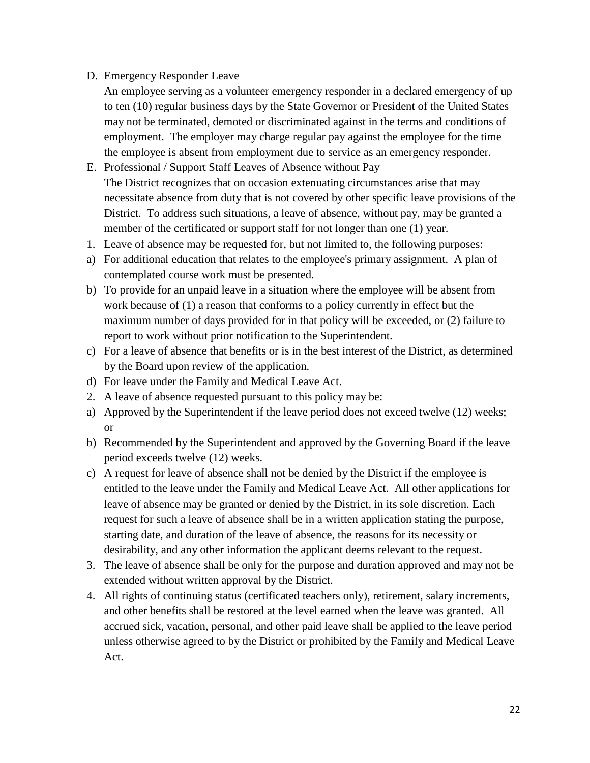D. Emergency Responder Leave

An employee serving as a volunteer emergency responder in a declared emergency of up to ten (10) regular business days by the State Governor or President of the United States may not be terminated, demoted or discriminated against in the terms and conditions of employment. The employer may charge regular pay against the employee for the time the employee is absent from employment due to service as an emergency responder.

E. Professional / Support Staff Leaves of Absence without Pay

The District recognizes that on occasion extenuating circumstances arise that may necessitate absence from duty that is not covered by other specific leave provisions of the District. To address such situations, a leave of absence, without pay, may be granted a member of the certificated or support staff for not longer than one (1) year.

1. Leave of absence may be requested for, but not limited to, the following purposes:

a) For additional education that relates to the employee's primary assignment. A plan of contemplated course work must be presented.

b) To provide for an unpaid leave in a situation where the employee will be absent from work because of (1) a reason that conforms to a policy currently in effect but the maximum number of days provided for in that policy will be exceeded, or (2) failure to report to work without prior notification to the Superintendent.

c) For a leave of absence that benefits or is in the best interest of the District, as determined by the Board upon review of the application.

d) For leave under the Family and Medical Leave Act.

2. A leave of absence requested pursuant to this policy may be:

a) Approved by the Superintendent if the leave period does not exceed twelve (12) weeks; or

b) Recommended by the Superintendent and approved by the Governing Board if the leave period exceeds twelve (12) weeks.

c) A request for leave of absence shall not be denied by the District if the employee is entitled to the leave under the Family and Medical Leave Act. All other applications for leave of absence may be granted or denied by the District, in its sole discretion. Each request for such a leave of absence shall be in a written application stating the purpose, starting date, and duration of the leave of absence, the reasons for its necessity or desirability, and any other information the applicant deems relevant to the request.

3. The leave of absence shall be only for the purpose and duration approved and may not be extended without written approval by the District.

4. All rights of continuing status (certificated teachers only), retirement, salary increments, and other benefits shall be restored at the level earned when the leave was granted. All accrued sick, vacation, personal, and other paid leave shall be applied to the leave period unless otherwise agreed to by the District or prohibited by the Family and Medical Leave Act.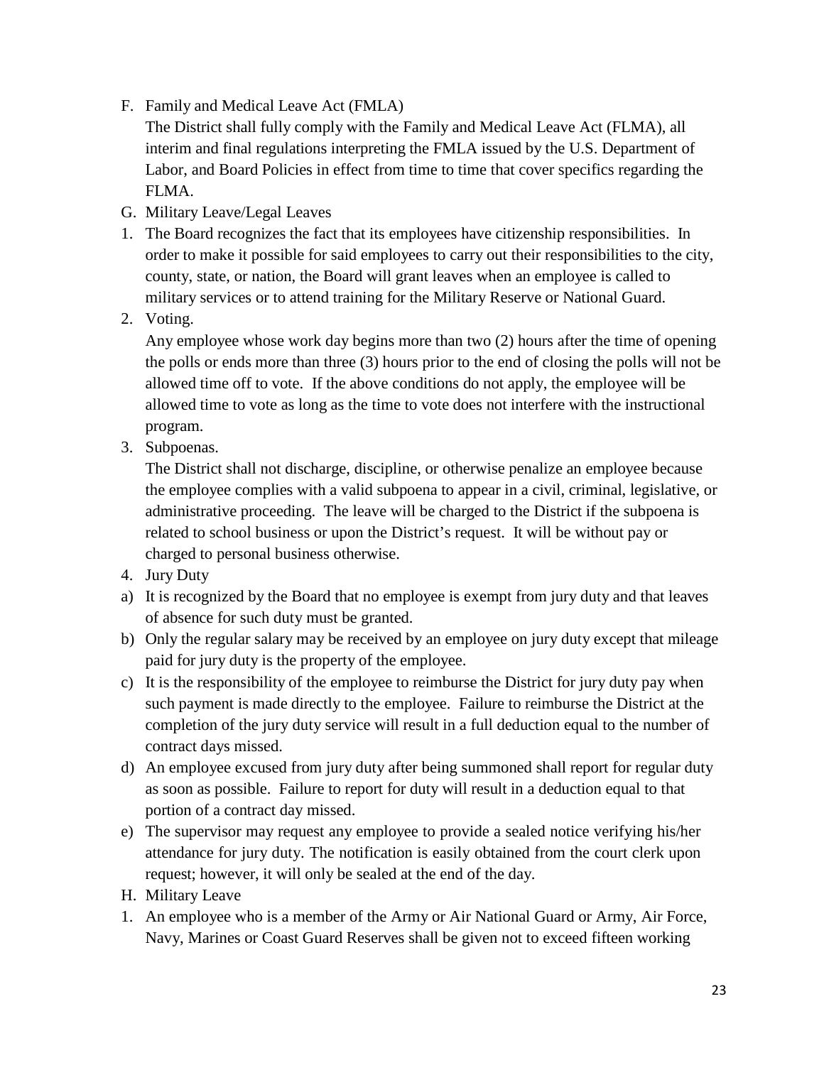F. Family and Medical Leave Act (FMLA)

   The District shall fully comply with the Family and Medical Leave Act (FLMA), all interim and final regulations interpreting the FMLA issued by the U.S. Department of Labor, and Board Policies in effect from time to time that cover specifics regarding the FLMA.

G. Military Leave/Legal Leaves

1. The Board recognizes the fact that its employees have citizenship responsibilities. In order to make it possible for said employees to carry out their responsibilities to the city, county, state, or nation, the Board will grant leaves when an employee is called to military services or to attend training for the Military Reserve or National Guard.

2. Voting.

   Any employee whose work day begins more than two (2) hours after the time of opening the polls or ends more than three (3) hours prior to the end of closing the polls will not be allowed time off to vote. If the above conditions do not apply, the employee will be allowed time to vote as long as the time to vote does not interfere with the instructional program.

3. Subpoenas.

   The District shall not discharge, discipline, or otherwise penalize an employee because the employee complies with a valid subpoena to appear in a civil, criminal, legislative, or administrative proceeding. The leave will be charged to the District if the subpoena is related to school business or upon the District's request. It will be without pay or charged to personal business otherwise.

4. Jury Duty

a) It is recognized by the Board that no employee is exempt from jury duty and that leaves of absence for such duty must be granted.

b) Only the regular salary may be received by an employee on jury duty except that mileage paid for jury duty is the property of the employee.

c) It is the responsibility of the employee to reimburse the District for jury duty pay when such payment is made directly to the employee. Failure to reimburse the District at the completion of the jury duty service will result in a full deduction equal to the number of contract days missed.

d) An employee excused from jury duty after being summoned shall report for regular duty as soon as possible. Failure to report for duty will result in a deduction equal to that portion of a contract day missed.

e) The supervisor may request any employee to provide a sealed notice verifying his/her attendance for jury duty. The notification is easily obtained from the court clerk upon request; however, it will only be sealed at the end of the day.

H. Military Leave

1. An employee who is a member of the Army or Air National Guard or Army, Air Force, Navy, Marines or Coast Guard Reserves shall be given not to exceed fifteen working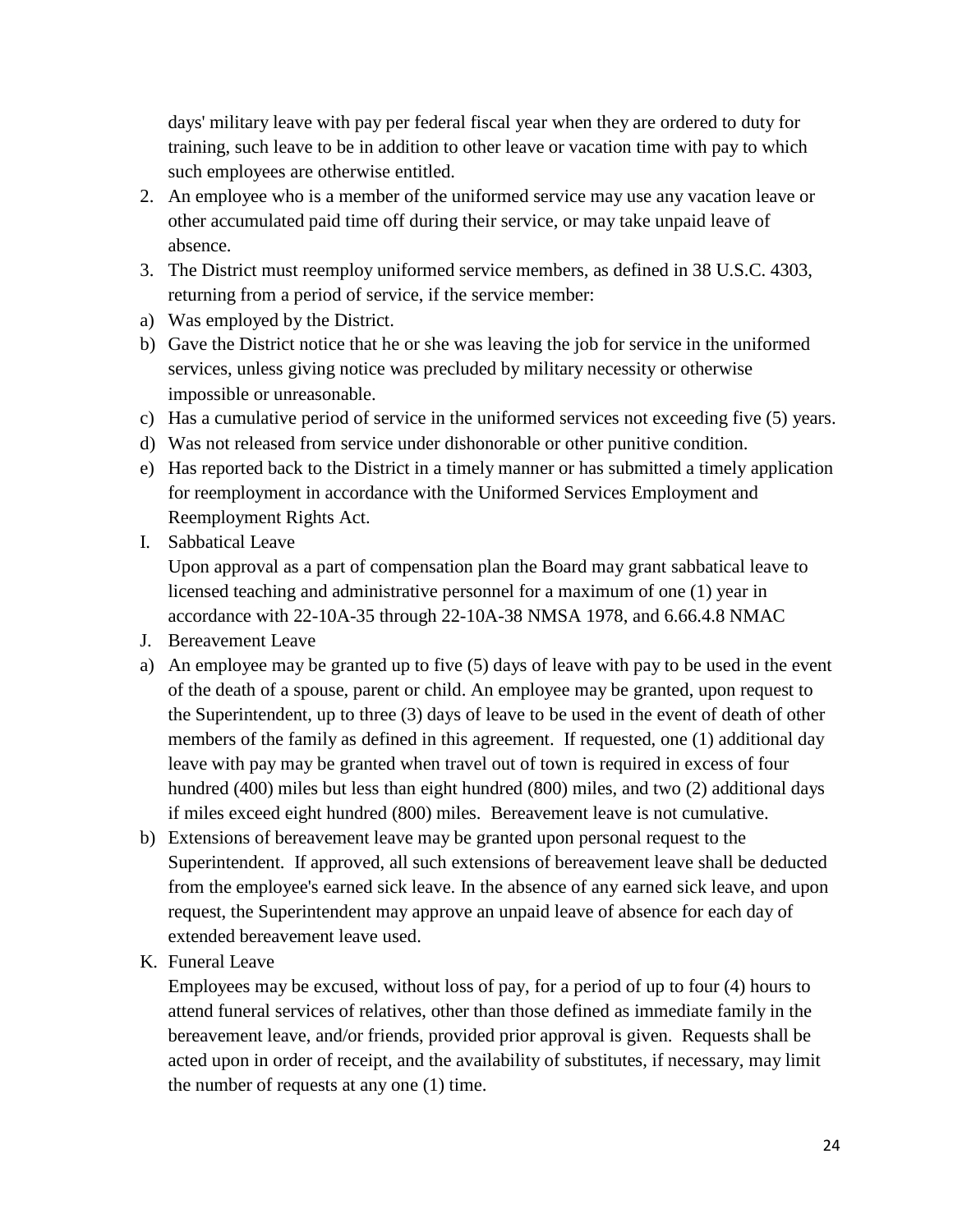days' military leave with pay per federal fiscal year when they are ordered to duty for training, such leave to be in addition to other leave or vacation time with pay to which such employees are otherwise entitled.

2. An employee who is a member of the uniformed service may use any vacation leave or other accumulated paid time off during their service, or may take unpaid leave of absence.
3. The District must reemploy uniformed service members, as defined in 38 U.S.C. 4303, returning from a period of service, if the service member:

a) Was employed by the District.
b) Gave the District notice that he or she was leaving the job for service in the uniformed services, unless giving notice was precluded by military necessity or otherwise impossible or unreasonable.
c) Has a cumulative period of service in the uniformed services not exceeding five (5) years.
d) Was not released from service under dishonorable or other punitive condition.
e) Has reported back to the District in a timely manner or has submitted a timely application for reemployment in accordance with the Uniformed Services Employment and Reemployment Rights Act.

I. Sabbatical Leave

Upon approval as a part of compensation plan the Board may grant sabbatical leave to licensed teaching and administrative personnel for a maximum of one (1) year in accordance with 22-10A-35 through 22-10A-38 NMSA 1978, and 6.66.4.8 NMAC

J. Bereavement Leave

a) An employee may be granted up to five (5) days of leave with pay to be used in the event of the death of a spouse, parent or child. An employee may be granted, upon request to the Superintendent, up to three (3) days of leave to be used in the event of death of other members of the family as defined in this agreement. If requested, one (1) additional day leave with pay may be granted when travel out of town is required in excess of four hundred (400) miles but less than eight hundred (800) miles, and two (2) additional days if miles exceed eight hundred (800) miles. Bereavement leave is not cumulative.
b) Extensions of bereavement leave may be granted upon personal request to the Superintendent. If approved, all such extensions of bereavement leave shall be deducted from the employee's earned sick leave. In the absence of any earned sick leave, and upon request, the Superintendent may approve an unpaid leave of absence for each day of extended bereavement leave used.

K. Funeral Leave

Employees may be excused, without loss of pay, for a period of up to four (4) hours to attend funeral services of relatives, other than those defined as immediate family in the bereavement leave, and/or friends, provided prior approval is given. Requests shall be acted upon in order of receipt, and the availability of substitutes, if necessary, may limit the number of requests at any one (1) time.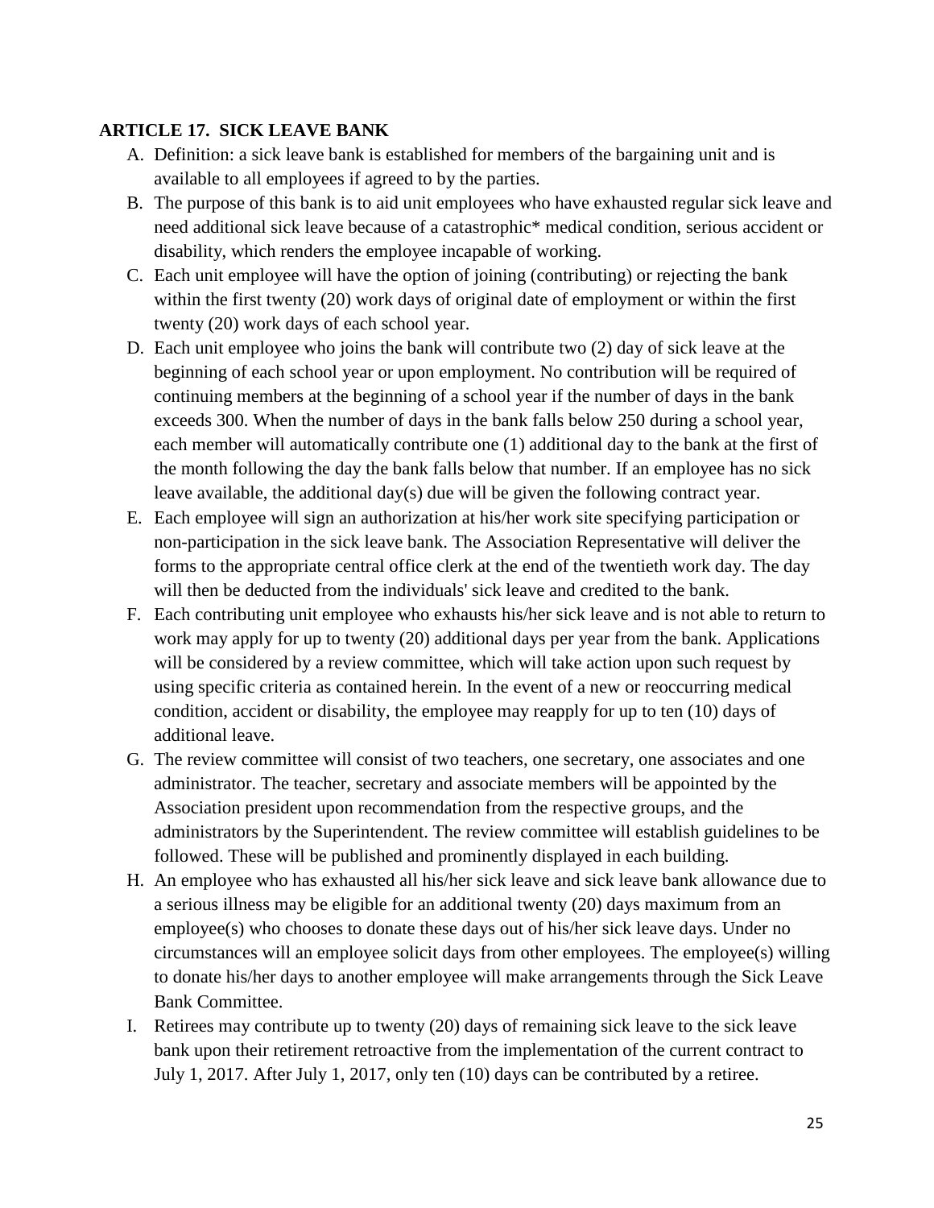## ARTICLE 17. SICK LEAVE BANK

A. Definition: a sick leave bank is established for members of the bargaining unit and is available to all employees if agreed to by the parties.

B. The purpose of this bank is to aid unit employees who have exhausted regular sick leave and need additional sick leave because of a catastrophic* medical condition, serious accident or disability, which renders the employee incapable of working.

C. Each unit employee will have the option of joining (contributing) or rejecting the bank within the first twenty (20) work days of original date of employment or within the first twenty (20) work days of each school year.

D. Each unit employee who joins the bank will contribute two (2) day of sick leave at the beginning of each school year or upon employment. No contribution will be required of continuing members at the beginning of a school year if the number of days in the bank exceeds 300. When the number of days in the bank falls below 250 during a school year, each member will automatically contribute one (1) additional day to the bank at the first of the month following the day the bank falls below that number. If an employee has no sick leave available, the additional day(s) due will be given the following contract year.

E. Each employee will sign an authorization at his/her work site specifying participation or non-participation in the sick leave bank. The Association Representative will deliver the forms to the appropriate central office clerk at the end of the twentieth work day. The day will then be deducted from the individuals' sick leave and credited to the bank.

F. Each contributing unit employee who exhausts his/her sick leave and is not able to return to work may apply for up to twenty (20) additional days per year from the bank. Applications will be considered by a review committee, which will take action upon such request by using specific criteria as contained herein. In the event of a new or reoccurring medical condition, accident or disability, the employee may reapply for up to ten (10) days of additional leave.

G. The review committee will consist of two teachers, one secretary, one associates and one administrator. The teacher, secretary and associate members will be appointed by the Association president upon recommendation from the respective groups, and the administrators by the Superintendent. The review committee will establish guidelines to be followed. These will be published and prominently displayed in each building.

H. An employee who has exhausted all his/her sick leave and sick leave bank allowance due to a serious illness may be eligible for an additional twenty (20) days maximum from an employee(s) who chooses to donate these days out of his/her sick leave days. Under no circumstances will an employee solicit days from other employees. The employee(s) willing to donate his/her days to another employee will make arrangements through the Sick Leave Bank Committee.

I. Retirees may contribute up to twenty (20) days of remaining sick leave to the sick leave bank upon their retirement retroactive from the implementation of the current contract to July 1, 2017. After July 1, 2017, only ten (10) days can be contributed by a retiree.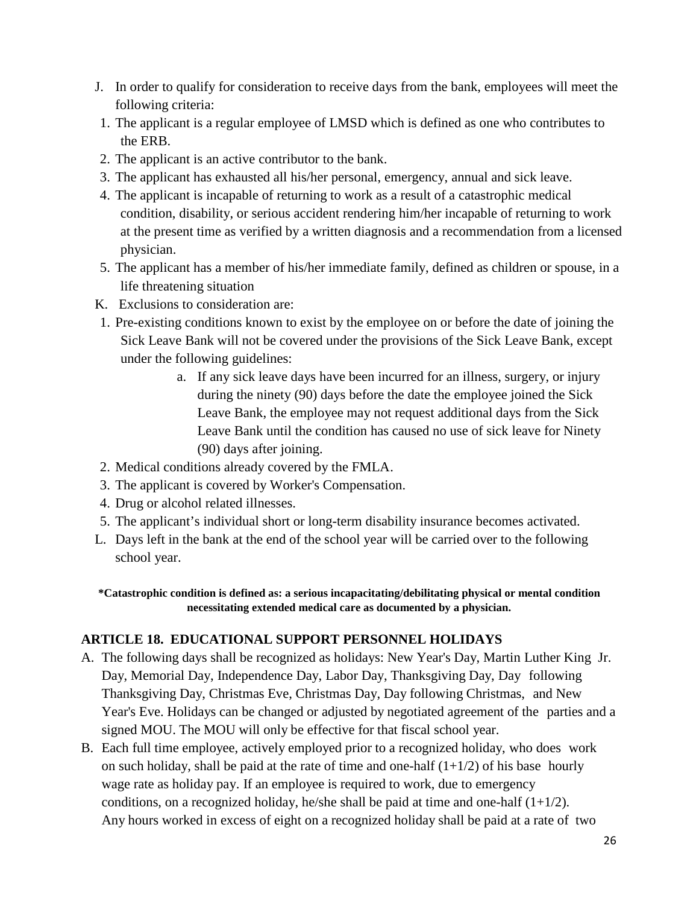J. In order to qualify for consideration to receive days from the bank, employees will meet the following criteria:
  1. The applicant is a regular employee of LMSD which is defined as one who contributes to the ERB.
  2. The applicant is an active contributor to the bank.
  3. The applicant has exhausted all his/her personal, emergency, annual and sick leave.
  4. The applicant is incapable of returning to work as a result of a catastrophic medical condition, disability, or serious accident rendering him/her incapable of returning to work at the present time as verified by a written diagnosis and a recommendation from a licensed physician.
  5. The applicant has a member of his/her immediate family, defined as children or spouse, in a life threatening situation

K. Exclusions to consideration are:
  1. Pre-existing conditions known to exist by the employee on or before the date of joining the Sick Leave Bank will not be covered under the provisions of the Sick Leave Bank, except under the following guidelines:
     a. If any sick leave days have been incurred for an illness, surgery, or injury during the ninety (90) days before the date the employee joined the Sick Leave Bank, the employee may not request additional days from the Sick Leave Bank until the condition has caused no use of sick leave for Ninety (90) days after joining.
  2. Medical conditions already covered by the FMLA.
  3. The applicant is covered by Worker's Compensation.
  4. Drug or alcohol related illnesses.
  5. The applicant's individual short or long-term disability insurance becomes activated.

L. Days left in the bank at the end of the school year will be carried over to the following school year.

**\*Catastrophic condition is defined as: a serious incapacitating/debilitating physical or mental condition necessitating extended medical care as documented by a physician.**

## ARTICLE 18. EDUCATIONAL SUPPORT PERSONNEL HOLIDAYS

A. The following days shall be recognized as holidays: New Year's Day, Martin Luther King Jr. Day, Memorial Day, Independence Day, Labor Day, Thanksgiving Day, Day following Thanksgiving Day, Christmas Eve, Christmas Day, Day following Christmas, and New Year's Eve. Holidays can be changed or adjusted by negotiated agreement of the parties and a signed MOU. The MOU will only be effective for that fiscal school year.

B. Each full time employee, actively employed prior to a recognized holiday, who does work on such holiday, shall be paid at the rate of time and one-half (1+1/2) of his base hourly wage rate as holiday pay. If an employee is required to work, due to emergency conditions, on a recognized holiday, he/she shall be paid at time and one-half (1+1/2). Any hours worked in excess of eight on a recognized holiday shall be paid at a rate of two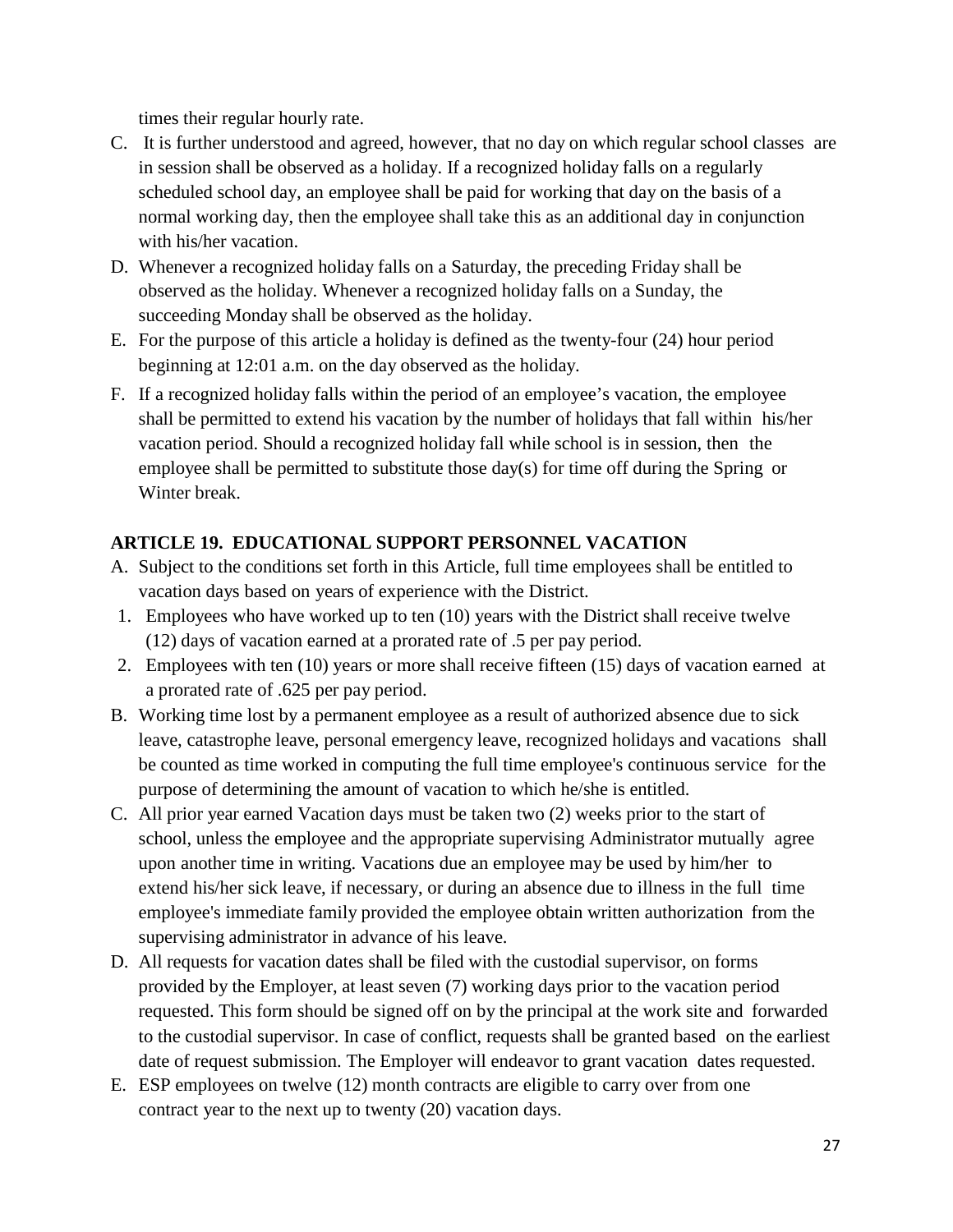times their regular hourly rate.

C. It is further understood and agreed, however, that no day on which regular school classes are in session shall be observed as a holiday. If a recognized holiday falls on a regularly scheduled school day, an employee shall be paid for working that day on the basis of a normal working day, then the employee shall take this as an additional day in conjunction with his/her vacation.

D. Whenever a recognized holiday falls on a Saturday, the preceding Friday shall be observed as the holiday. Whenever a recognized holiday falls on a Sunday, the succeeding Monday shall be observed as the holiday.

E. For the purpose of this article a holiday is defined as the twenty-four (24) hour period beginning at 12:01 a.m. on the day observed as the holiday.

F. If a recognized holiday falls within the period of an employee's vacation, the employee shall be permitted to extend his vacation by the number of holidays that fall within his/her vacation period. Should a recognized holiday fall while school is in session, then the employee shall be permitted to substitute those day(s) for time off during the Spring or Winter break.

## ARTICLE 19. EDUCATIONAL SUPPORT PERSONNEL VACATION

A. Subject to the conditions set forth in this Article, full time employees shall be entitled to vacation days based on years of experience with the District.

1. Employees who have worked up to ten (10) years with the District shall receive twelve (12) days of vacation earned at a prorated rate of .5 per pay period.
2. Employees with ten (10) years or more shall receive fifteen (15) days of vacation earned at a prorated rate of .625 per pay period.

B. Working time lost by a permanent employee as a result of authorized absence due to sick leave, catastrophe leave, personal emergency leave, recognized holidays and vacations shall be counted as time worked in computing the full time employee's continuous service for the purpose of determining the amount of vacation to which he/she is entitled.

C. All prior year earned Vacation days must be taken two (2) weeks prior to the start of school, unless the employee and the appropriate supervising Administrator mutually agree upon another time in writing. Vacations due an employee may be used by him/her to extend his/her sick leave, if necessary, or during an absence due to illness in the full time employee's immediate family provided the employee obtain written authorization from the supervising administrator in advance of his leave.

D. All requests for vacation dates shall be filed with the custodial supervisor, on forms provided by the Employer, at least seven (7) working days prior to the vacation period requested. This form should be signed off on by the principal at the work site and forwarded to the custodial supervisor. In case of conflict, requests shall be granted based on the earliest date of request submission. The Employer will endeavor to grant vacation dates requested.

E. ESP employees on twelve (12) month contracts are eligible to carry over from one contract year to the next up to twenty (20) vacation days.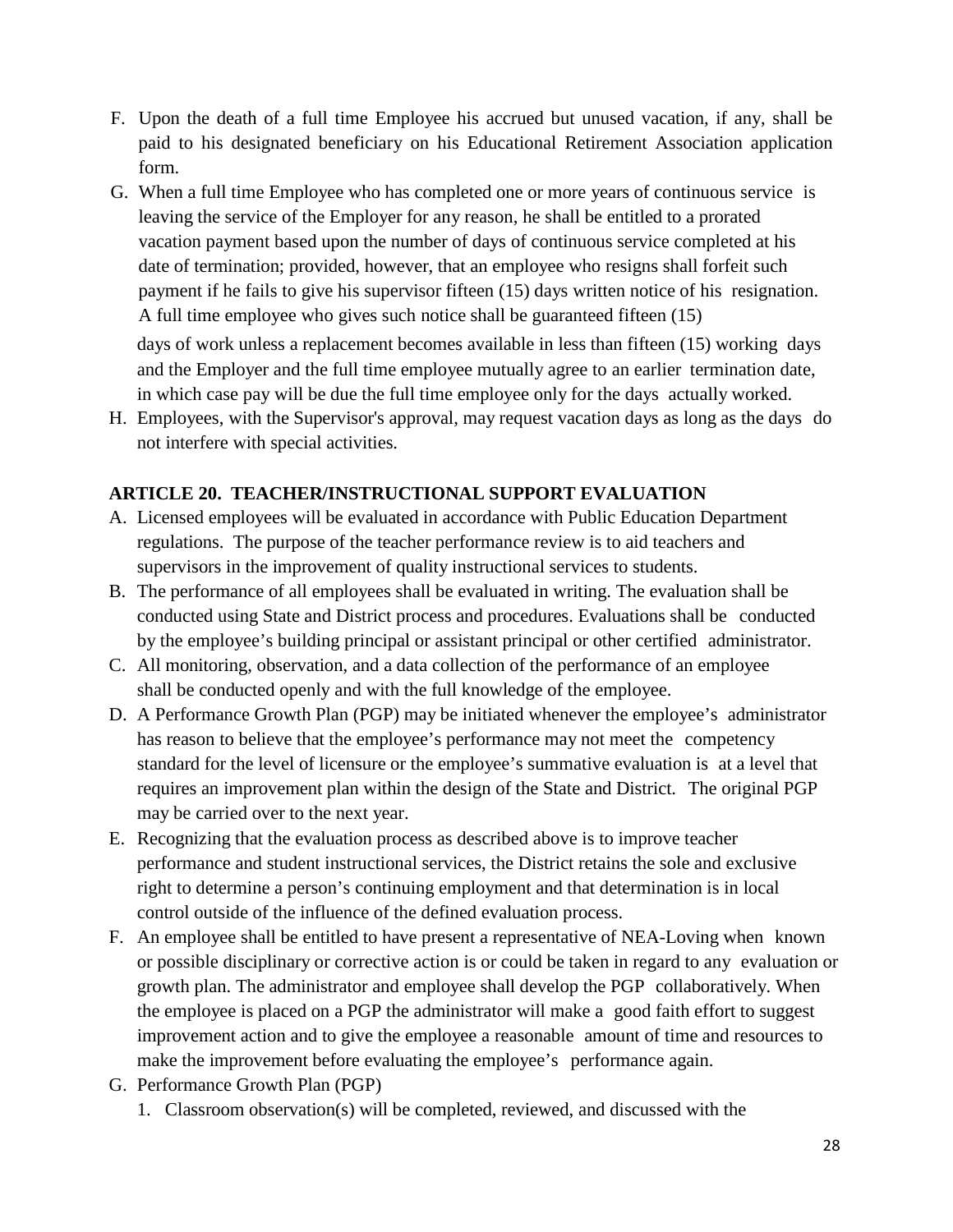F. Upon the death of a full time Employee his accrued but unused vacation, if any, shall be paid to his designated beneficiary on his Educational Retirement Association application form.

G. When a full time Employee who has completed one or more years of continuous service is leaving the service of the Employer for any reason, he shall be entitled to a prorated vacation payment based upon the number of days of continuous service completed at his date of termination; provided, however, that an employee who resigns shall forfeit such payment if he fails to give his supervisor fifteen (15) days written notice of his resignation. A full time employee who gives such notice shall be guaranteed fifteen (15) days of work unless a replacement becomes available in less than fifteen (15) working days and the Employer and the full time employee mutually agree to an earlier termination date, in which case pay will be due the full time employee only for the days actually worked.

H. Employees, with the Supervisor's approval, may request vacation days as long as the days do not interfere with special activities.

**ARTICLE 20. TEACHER/INSTRUCTIONAL SUPPORT EVALUATION**

A. Licensed employees will be evaluated in accordance with Public Education Department regulations. The purpose of the teacher performance review is to aid teachers and supervisors in the improvement of quality instructional services to students.

B. The performance of all employees shall be evaluated in writing. The evaluation shall be conducted using State and District process and procedures. Evaluations shall be conducted by the employee's building principal or assistant principal or other certified administrator.

C. All monitoring, observation, and a data collection of the performance of an employee shall be conducted openly and with the full knowledge of the employee.

D. A Performance Growth Plan (PGP) may be initiated whenever the employee's administrator has reason to believe that the employee's performance may not meet the competency standard for the level of licensure or the employee's summative evaluation is at a level that requires an improvement plan within the design of the State and District. The original PGP may be carried over to the next year.

E. Recognizing that the evaluation process as described above is to improve teacher performance and student instructional services, the District retains the sole and exclusive right to determine a person's continuing employment and that determination is in local control outside of the influence of the defined evaluation process.

F. An employee shall be entitled to have present a representative of NEA-Loving when known or possible disciplinary or corrective action is or could be taken in regard to any evaluation or growth plan. The administrator and employee shall develop the PGP collaboratively. When the employee is placed on a PGP the administrator will make a good faith effort to suggest improvement action and to give the employee a reasonable amount of time and resources to make the improvement before evaluating the employee's performance again.

G. Performance Growth Plan (PGP)

   1. Classroom observation(s) will be completed, reviewed, and discussed with the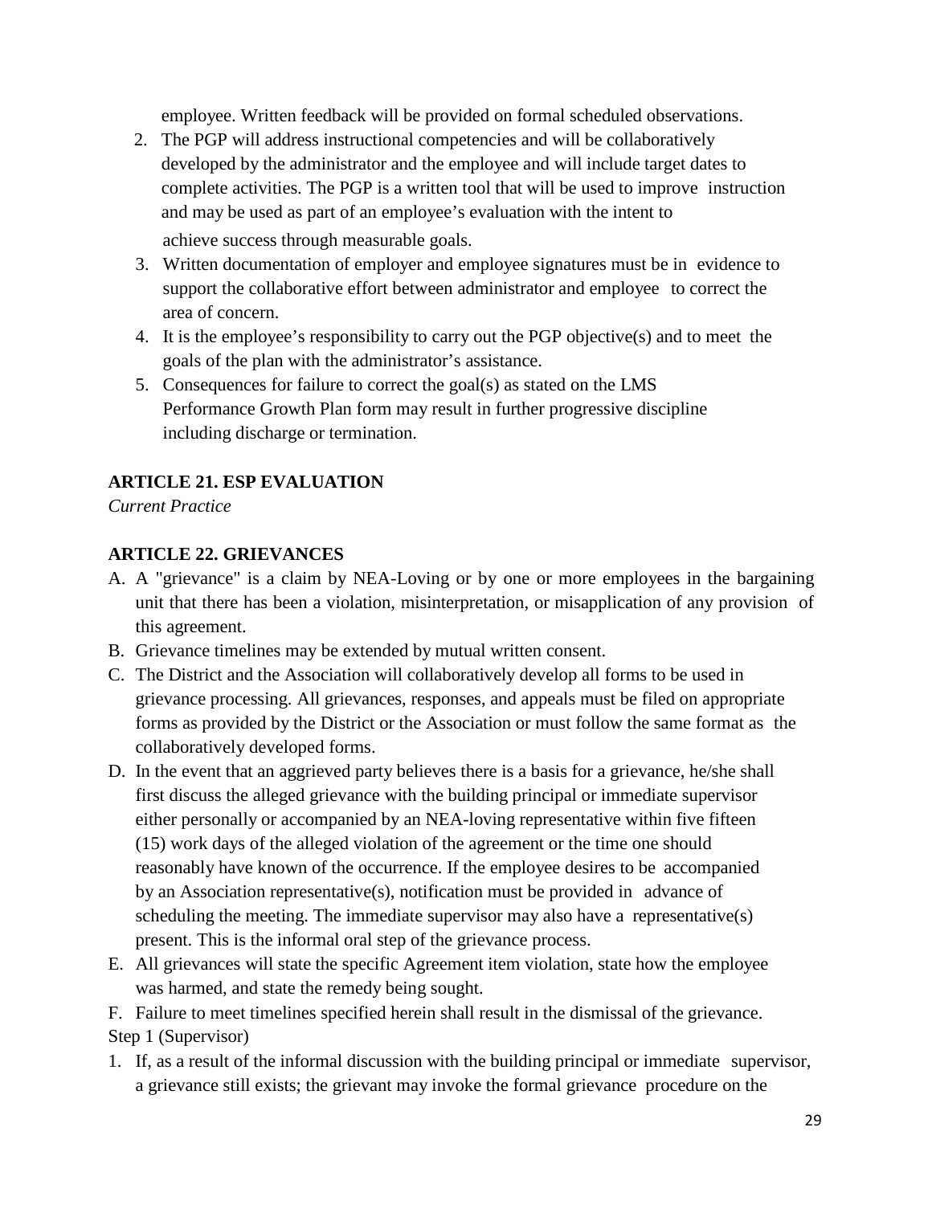employee. Written feedback will be provided on formal scheduled observations.

2. The PGP will address instructional competencies and will be collaboratively developed by the administrator and the employee and will include target dates to complete activities. The PGP is a written tool that will be used to improve instruction and may be used as part of an employee's evaluation with the intent to achieve success through measurable goals.
3. Written documentation of employer and employee signatures must be in evidence to support the collaborative effort between administrator and employee to correct the area of concern.
4. It is the employee's responsibility to carry out the PGP objective(s) and to meet the goals of the plan with the administrator's assistance.
5. Consequences for failure to correct the goal(s) as stated on the LMS Performance Growth Plan form may result in further progressive discipline including discharge or termination.

## ARTICLE 21. ESP EVALUATION

*Current Practice*

## ARTICLE 22. GRIEVANCES

A. A "grievance" is a claim by NEA-Loving or by one or more employees in the bargaining unit that there has been a violation, misinterpretation, or misapplication of any provision of this agreement.

B. Grievance timelines may be extended by mutual written consent.

C. The District and the Association will collaboratively develop all forms to be used in grievance processing. All grievances, responses, and appeals must be filed on appropriate forms as provided by the District or the Association or must follow the same format as the collaboratively developed forms.

D. In the event that an aggrieved party believes there is a basis for a grievance, he/she shall first discuss the alleged grievance with the building principal or immediate supervisor either personally or accompanied by an NEA-loving representative within five fifteen (15) work days of the alleged violation of the agreement or the time one should reasonably have known of the occurrence. If the employee desires to be accompanied by an Association representative(s), notification must be provided in advance of scheduling the meeting. The immediate supervisor may also have a representative(s) present. This is the informal oral step of the grievance process.

E. All grievances will state the specific Agreement item violation, state how the employee was harmed, and state the remedy being sought.

F. Failure to meet timelines specified herein shall result in the dismissal of the grievance.

Step 1 (Supervisor)

1. If, as a result of the informal discussion with the building principal or immediate supervisor, a grievance still exists; the grievant may invoke the formal grievance procedure on the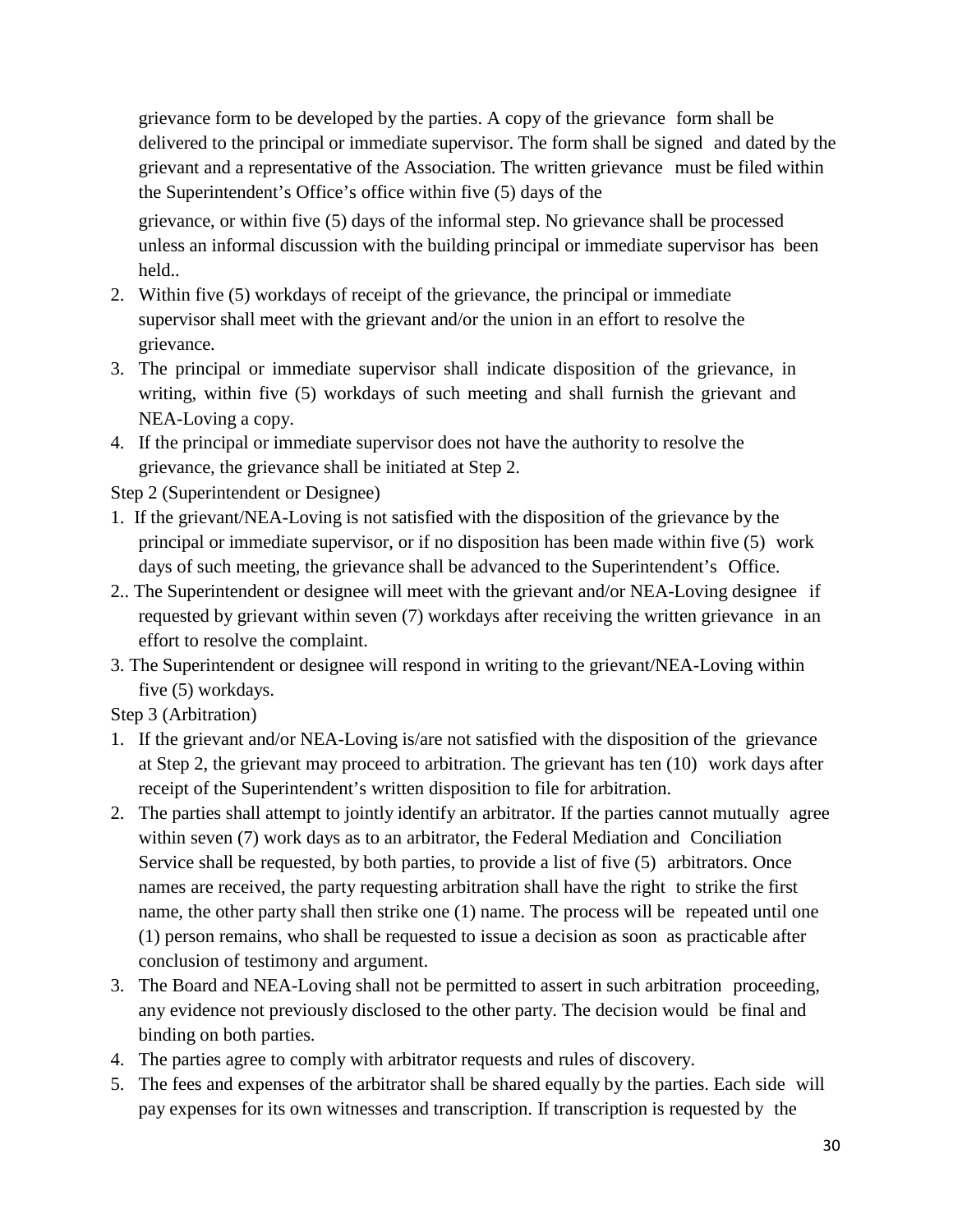grievance form to be developed by the parties. A copy of the grievance form shall be delivered to the principal or immediate supervisor. The form shall be signed and dated by the grievant and a representative of the Association. The written grievance must be filed within the Superintendent's Office's office within five (5) days of the

grievance, or within five (5) days of the informal step. No grievance shall be processed unless an informal discussion with the building principal or immediate supervisor has been held..

2. Within five (5) workdays of receipt of the grievance, the principal or immediate supervisor shall meet with the grievant and/or the union in an effort to resolve the grievance.
3. The principal or immediate supervisor shall indicate disposition of the grievance, in writing, within five (5) workdays of such meeting and shall furnish the grievant and NEA-Loving a copy.
4. If the principal or immediate supervisor does not have the authority to resolve the grievance, the grievance shall be initiated at Step 2.

Step 2 (Superintendent or Designee)

1. If the grievant/NEA-Loving is not satisfied with the disposition of the grievance by the principal or immediate supervisor, or if no disposition has been made within five (5) work days of such meeting, the grievance shall be advanced to the Superintendent's Office.

2.. The Superintendent or designee will meet with the grievant and/or NEA-Loving designee if requested by grievant within seven (7) workdays after receiving the written grievance in an effort to resolve the complaint.

3. The Superintendent or designee will respond in writing to the grievant/NEA-Loving within five (5) workdays.

Step 3 (Arbitration)

1. If the grievant and/or NEA-Loving is/are not satisfied with the disposition of the grievance at Step 2, the grievant may proceed to arbitration. The grievant has ten (10) work days after receipt of the Superintendent's written disposition to file for arbitration.
2. The parties shall attempt to jointly identify an arbitrator. If the parties cannot mutually agree within seven (7) work days as to an arbitrator, the Federal Mediation and Conciliation Service shall be requested, by both parties, to provide a list of five (5) arbitrators. Once names are received, the party requesting arbitration shall have the right to strike the first name, the other party shall then strike one (1) name. The process will be repeated until one (1) person remains, who shall be requested to issue a decision as soon as practicable after conclusion of testimony and argument.
3. The Board and NEA-Loving shall not be permitted to assert in such arbitration proceeding, any evidence not previously disclosed to the other party. The decision would be final and binding on both parties.
4. The parties agree to comply with arbitrator requests and rules of discovery.
5. The fees and expenses of the arbitrator shall be shared equally by the parties. Each side will pay expenses for its own witnesses and transcription. If transcription is requested by the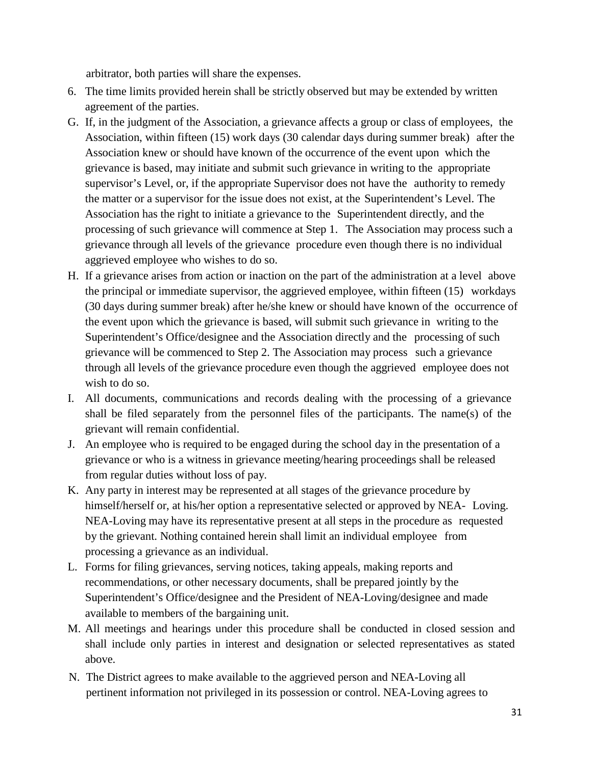arbitrator, both parties will share the expenses.

6. The time limits provided herein shall be strictly observed but may be extended by written agreement of the parties.

G. If, in the judgment of the Association, a grievance affects a group or class of employees, the Association, within fifteen (15) work days (30 calendar days during summer break) after the Association knew or should have known of the occurrence of the event upon which the grievance is based, may initiate and submit such grievance in writing to the appropriate supervisor's Level, or, if the appropriate Supervisor does not have the authority to remedy the matter or a supervisor for the issue does not exist, at the Superintendent's Level. The Association has the right to initiate a grievance to the Superintendent directly, and the processing of such grievance will commence at Step 1. The Association may process such a grievance through all levels of the grievance procedure even though there is no individual aggrieved employee who wishes to do so.

H. If a grievance arises from action or inaction on the part of the administration at a level above the principal or immediate supervisor, the aggrieved employee, within fifteen (15) workdays (30 days during summer break) after he/she knew or should have known of the occurrence of the event upon which the grievance is based, will submit such grievance in writing to the Superintendent's Office/designee and the Association directly and the processing of such grievance will be commenced to Step 2. The Association may process such a grievance through all levels of the grievance procedure even though the aggrieved employee does not wish to do so.

I. All documents, communications and records dealing with the processing of a grievance shall be filed separately from the personnel files of the participants. The name(s) of the grievant will remain confidential.

J. An employee who is required to be engaged during the school day in the presentation of a grievance or who is a witness in grievance meeting/hearing proceedings shall be released from regular duties without loss of pay.

K. Any party in interest may be represented at all stages of the grievance procedure by himself/herself or, at his/her option a representative selected or approved by NEA- Loving. NEA-Loving may have its representative present at all steps in the procedure as requested by the grievant. Nothing contained herein shall limit an individual employee from processing a grievance as an individual.

L. Forms for filing grievances, serving notices, taking appeals, making reports and recommendations, or other necessary documents, shall be prepared jointly by the Superintendent's Office/designee and the President of NEA-Loving/designee and made available to members of the bargaining unit.

M. All meetings and hearings under this procedure shall be conducted in closed session and shall include only parties in interest and designation or selected representatives as stated above.

N. The District agrees to make available to the aggrieved person and NEA-Loving all pertinent information not privileged in its possession or control. NEA-Loving agrees to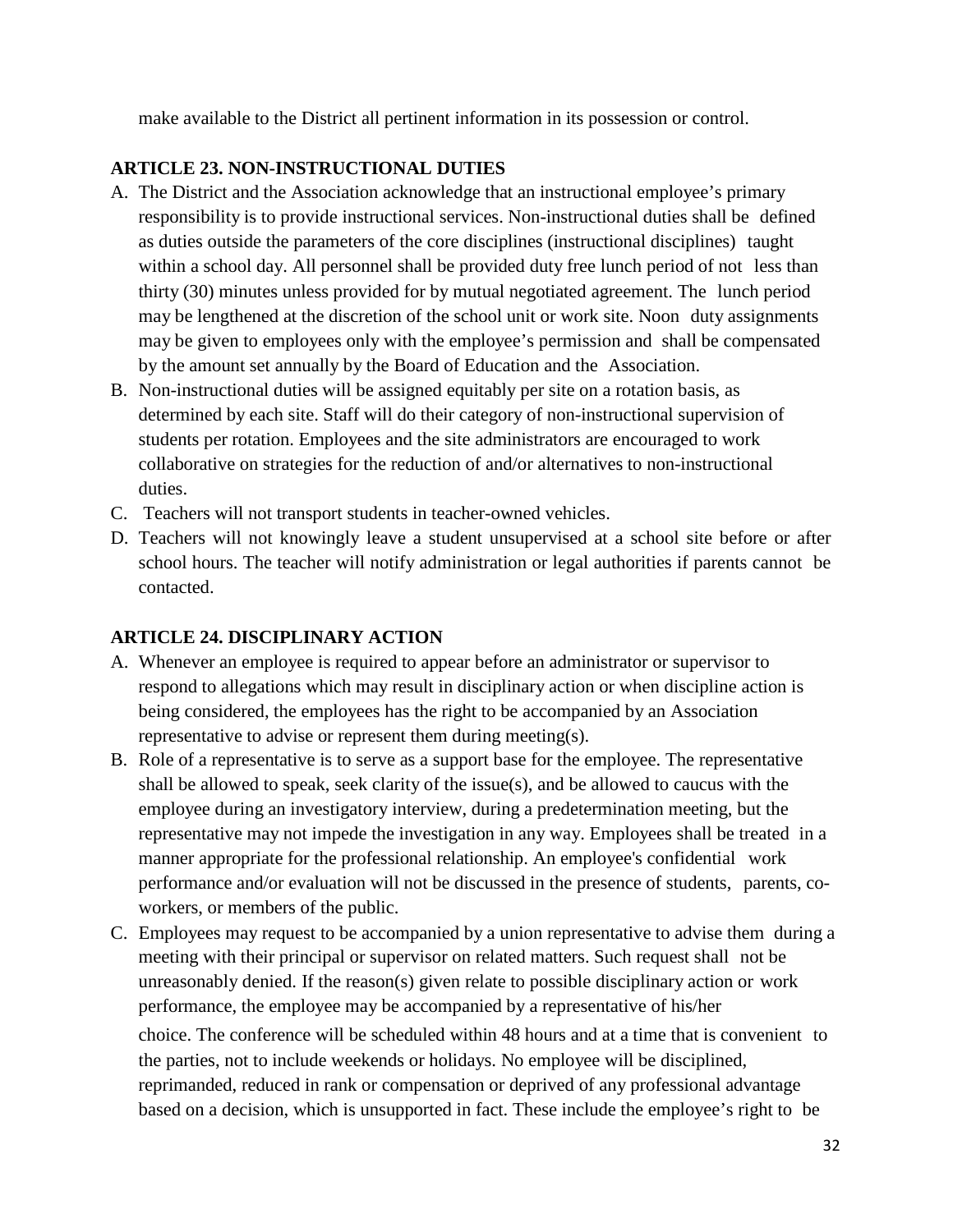make available to the District all pertinent information in its possession or control.

## ARTICLE 23. NON-INSTRUCTIONAL DUTIES

A. The District and the Association acknowledge that an instructional employee's primary responsibility is to provide instructional services. Non-instructional duties shall be defined as duties outside the parameters of the core disciplines (instructional disciplines) taught within a school day. All personnel shall be provided duty free lunch period of not less than thirty (30) minutes unless provided for by mutual negotiated agreement. The lunch period may be lengthened at the discretion of the school unit or work site. Noon duty assignments may be given to employees only with the employee's permission and shall be compensated by the amount set annually by the Board of Education and the Association.

B. Non-instructional duties will be assigned equitably per site on a rotation basis, as determined by each site. Staff will do their category of non-instructional supervision of students per rotation. Employees and the site administrators are encouraged to work collaborative on strategies for the reduction of and/or alternatives to non-instructional duties.

C. Teachers will not transport students in teacher-owned vehicles.

D. Teachers will not knowingly leave a student unsupervised at a school site before or after school hours. The teacher will notify administration or legal authorities if parents cannot be contacted.

## ARTICLE 24. DISCIPLINARY ACTION

A. Whenever an employee is required to appear before an administrator or supervisor to respond to allegations which may result in disciplinary action or when discipline action is being considered, the employees has the right to be accompanied by an Association representative to advise or represent them during meeting(s).

B. Role of a representative is to serve as a support base for the employee. The representative shall be allowed to speak, seek clarity of the issue(s), and be allowed to caucus with the employee during an investigatory interview, during a predetermination meeting, but the representative may not impede the investigation in any way. Employees shall be treated in a manner appropriate for the professional relationship. An employee's confidential work performance and/or evaluation will not be discussed in the presence of students, parents, co-workers, or members of the public.

C. Employees may request to be accompanied by a union representative to advise them during a meeting with their principal or supervisor on related matters. Such request shall not be unreasonably denied. If the reason(s) given relate to possible disciplinary action or work performance, the employee may be accompanied by a representative of his/her choice. The conference will be scheduled within 48 hours and at a time that is convenient to the parties, not to include weekends or holidays. No employee will be disciplined, reprimanded, reduced in rank or compensation or deprived of any professional advantage based on a decision, which is unsupported in fact. These include the employee's right to be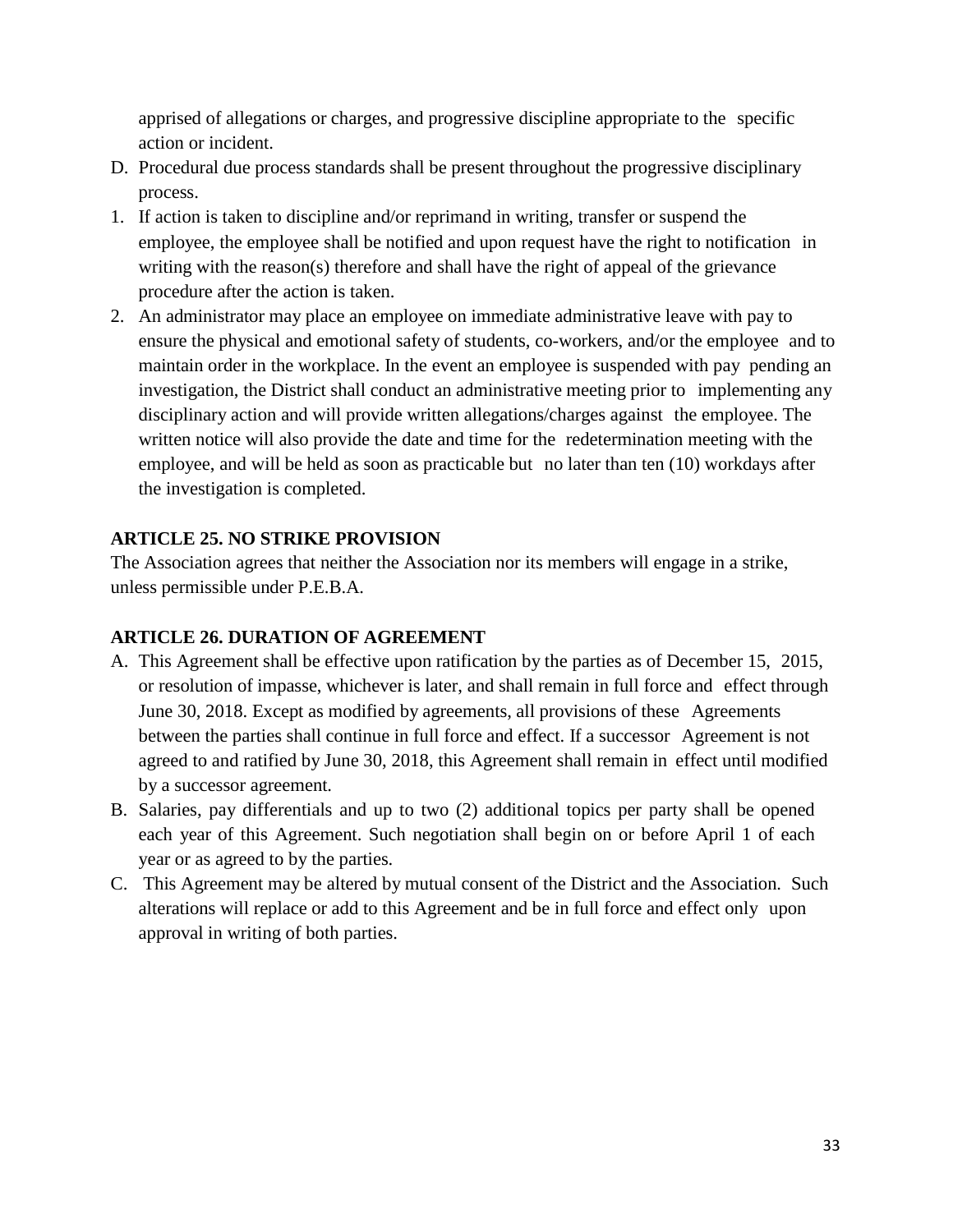apprised of allegations or charges, and progressive discipline appropriate to the specific action or incident.

D. Procedural due process standards shall be present throughout the progressive disciplinary process.

1. If action is taken to discipline and/or reprimand in writing, transfer or suspend the employee, the employee shall be notified and upon request have the right to notification in writing with the reason(s) therefore and shall have the right of appeal of the grievance procedure after the action is taken.
2. An administrator may place an employee on immediate administrative leave with pay to ensure the physical and emotional safety of students, co-workers, and/or the employee and to maintain order in the workplace. In the event an employee is suspended with pay pending an investigation, the District shall conduct an administrative meeting prior to implementing any disciplinary action and will provide written allegations/charges against the employee. The written notice will also provide the date and time for the redetermination meeting with the employee, and will be held as soon as practicable but no later than ten (10) workdays after the investigation is completed.

**ARTICLE 25. NO STRIKE PROVISION**

The Association agrees that neither the Association nor its members will engage in a strike, unless permissible under P.E.B.A.

**ARTICLE 26. DURATION OF AGREEMENT**

A. This Agreement shall be effective upon ratification by the parties as of December 15, 2015, or resolution of impasse, whichever is later, and shall remain in full force and effect through June 30, 2018. Except as modified by agreements, all provisions of these Agreements between the parties shall continue in full force and effect. If a successor Agreement is not agreed to and ratified by June 30, 2018, this Agreement shall remain in effect until modified by a successor agreement.

B. Salaries, pay differentials and up to two (2) additional topics per party shall be opened each year of this Agreement. Such negotiation shall begin on or before April 1 of each year or as agreed to by the parties.

C. This Agreement may be altered by mutual consent of the District and the Association. Such alterations will replace or add to this Agreement and be in full force and effect only upon approval in writing of both parties.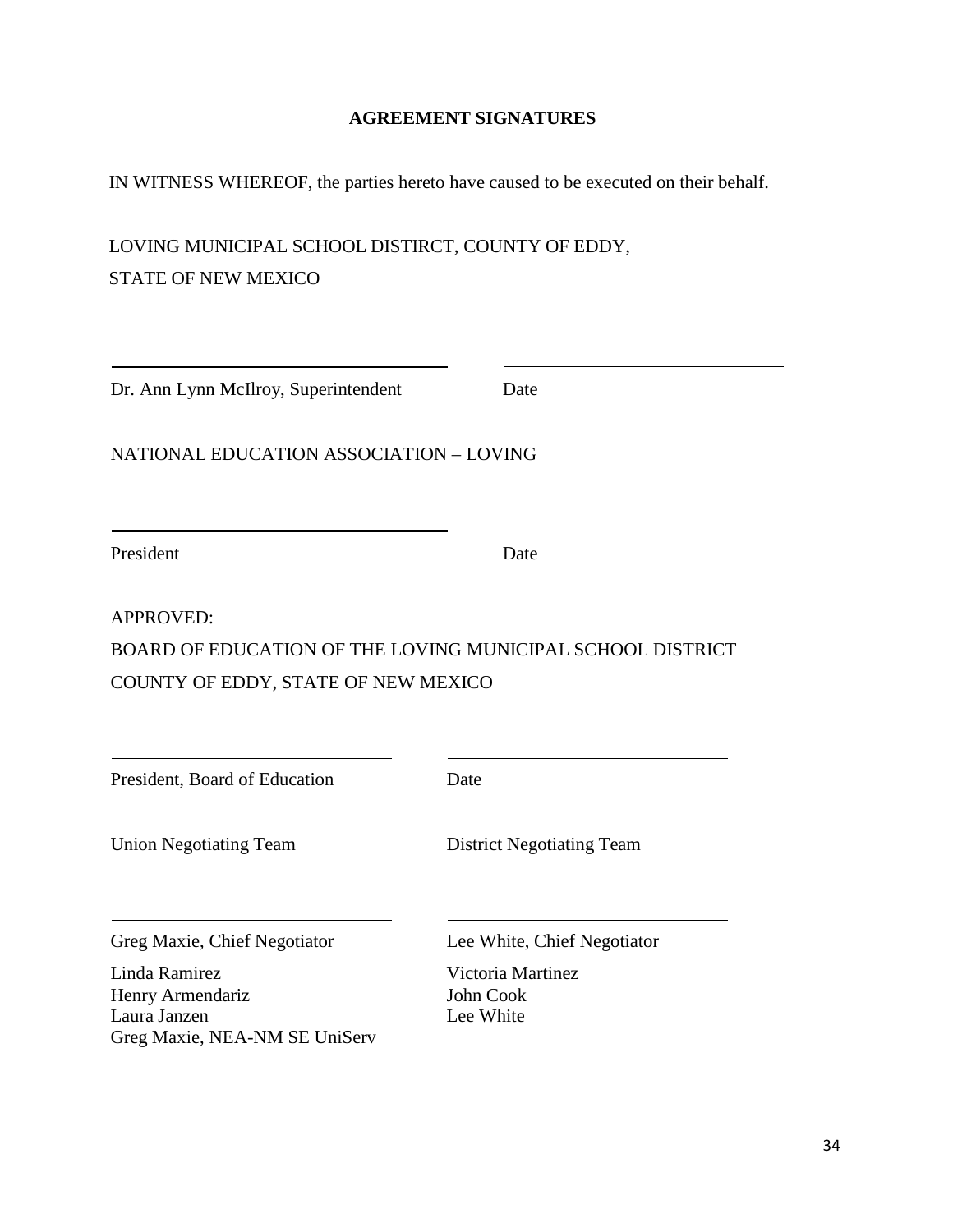## AGREEMENT SIGNATURES

IN WITNESS WHEREOF, the parties hereto have caused to be executed on their behalf.

LOVING MUNICIPAL SCHOOL DISTIRCT, COUNTY OF EDDY,
STATE OF NEW MEXICO

| | |
|---|---|
| ______________________________ | ______________________________ |
| Dr. Ann Lynn McIlroy, Superintendent | Date |

NATIONAL EDUCATION ASSOCIATION – LOVING

| | |
|---|---|
| ______________________________ | ______________________________ |
| President | Date |

APPROVED:
BOARD OF EDUCATION OF THE LOVING MUNICIPAL SCHOOL DISTRICT
COUNTY OF EDDY, STATE OF NEW MEXICO

| | |
|---|---|
| ______________________________ | ______________________________ |
| President, Board of Education | Date |

| Union Negotiating Team | District Negotiating Team |
|---|---|
| ______________________________ | ______________________________ |
| Greg Maxie, Chief Negotiator | Lee White, Chief Negotiator |
| Linda Ramirez | Victoria Martinez |
| Henry Armendariz | John Cook |
| Laura Janzen | Lee White |
| Greg Maxie, NEA-NM SE UniServ | |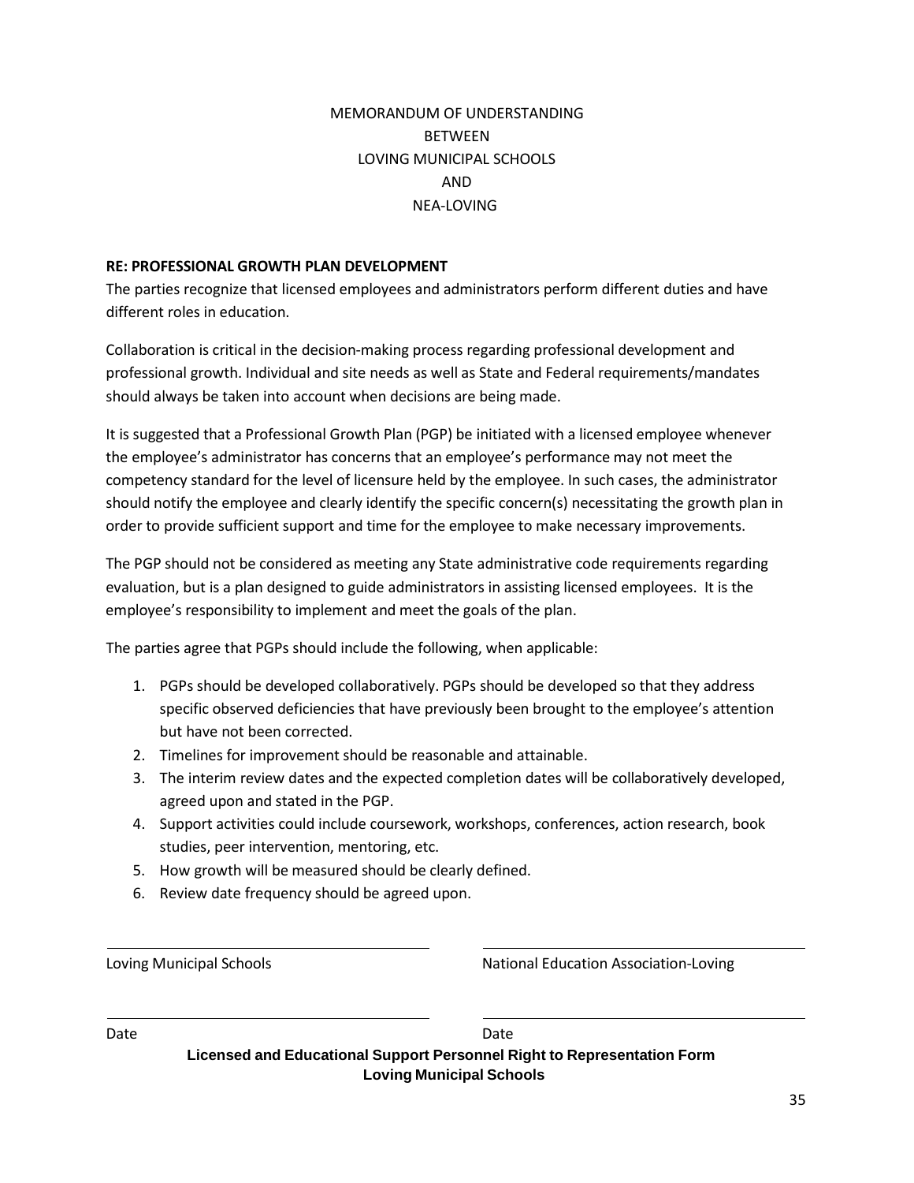MEMORANDUM OF UNDERSTANDING
BETWEEN
LOVING MUNICIPAL SCHOOLS
AND
NEA-LOVING

**RE: PROFESSIONAL GROWTH PLAN DEVELOPMENT**

The parties recognize that licensed employees and administrators perform different duties and have different roles in education.

Collaboration is critical in the decision-making process regarding professional development and professional growth. Individual and site needs as well as State and Federal requirements/mandates should always be taken into account when decisions are being made.

It is suggested that a Professional Growth Plan (PGP) be initiated with a licensed employee whenever the employee's administrator has concerns that an employee's performance may not meet the competency standard for the level of licensure held by the employee. In such cases, the administrator should notify the employee and clearly identify the specific concern(s) necessitating the growth plan in order to provide sufficient support and time for the employee to make necessary improvements.

The PGP should not be considered as meeting any State administrative code requirements regarding evaluation, but is a plan designed to guide administrators in assisting licensed employees. It is the employee's responsibility to implement and meet the goals of the plan.

The parties agree that PGPs should include the following, when applicable:

1. PGPs should be developed collaboratively. PGPs should be developed so that they address specific observed deficiencies that have previously been brought to the employee's attention but have not been corrected.
2. Timelines for improvement should be reasonable and attainable.
3. The interim review dates and the expected completion dates will be collaboratively developed, agreed upon and stated in the PGP.
4. Support activities could include coursework, workshops, conferences, action research, book studies, peer intervention, mentoring, etc.
5. How growth will be measured should be clearly defined.
6. Review date frequency should be agreed upon.

| ______________________________ | ______________________________ |
|---|---|
| Loving Municipal Schools | National Education Association-Loving |
| ______________________________ | ______________________________ |
| Date | Date |

**Licensed and Educational Support Personnel Right to Representation Form**
**Loving Municipal Schools**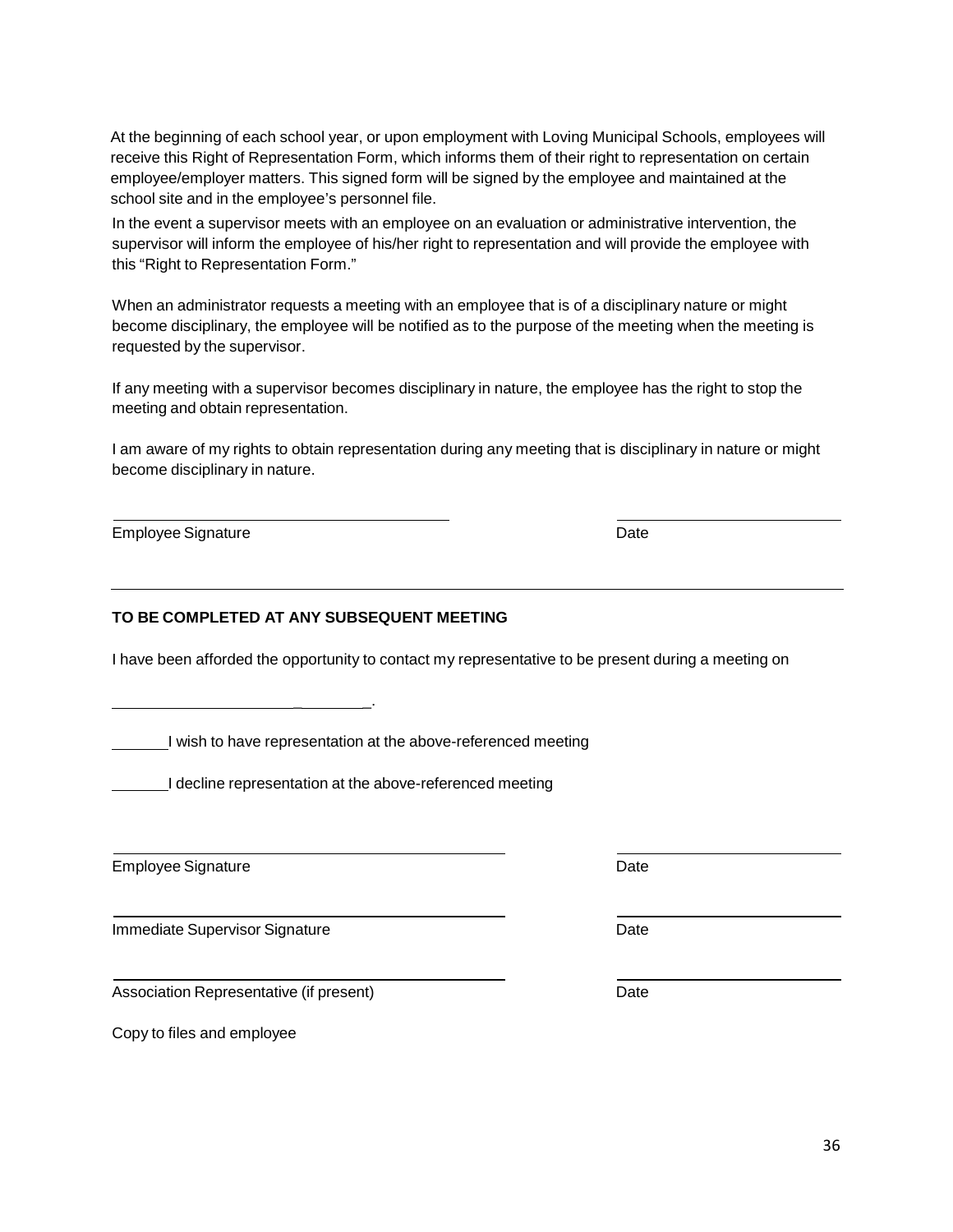At the beginning of each school year, or upon employment with Loving Municipal Schools, employees will receive this Right of Representation Form, which informs them of their right to representation on certain employee/employer matters. This signed form will be signed by the employee and maintained at the school site and in the employee's personnel file.

In the event a supervisor meets with an employee on an evaluation or administrative intervention, the supervisor will inform the employee of his/her right to representation and will provide the employee with this "Right to Representation Form."

When an administrator requests a meeting with an employee that is of a disciplinary nature or might become disciplinary, the employee will be notified as to the purpose of the meeting when the meeting is requested by the supervisor.

If any meeting with a supervisor becomes disciplinary in nature, the employee has the right to stop the meeting and obtain representation.

I am aware of my rights to obtain representation during any meeting that is disciplinary in nature or might become disciplinary in nature.

\_\_\_\_\_\_\_\_\_\_\_\_\_\_\_\_\_\_\_\_\_\_\_\_\_\_\_\_\_\_\_\_\_\_\_\_ \_\_\_\_\_\_\_\_\_\_\_\_\_\_\_\_\_\_\_\_\_\_\_\_

Employee Signature Date

---

**TO BE COMPLETED AT ANY SUBSEQUENT MEETING**

I have been afforded the opportunity to contact my representative to be present during a meeting on

\_\_\_\_\_\_\_\_\_\_\_\_\_\_\_\_\_\_\_\_\_\_\_\_\_\_\_\_\_\_.

\_\_\_\_\_\_I wish to have representation at the above-referenced meeting

\_\_\_\_\_\_I decline representation at the above-referenced meeting

\_\_\_\_\_\_\_\_\_\_\_\_\_\_\_\_\_\_\_\_\_\_\_\_\_\_\_\_\_\_\_\_\_\_\_\_\_\_\_\_ \_\_\_\_\_\_\_\_\_\_\_\_\_\_\_\_\_\_\_\_\_\_\_\_

Employee Signature Date

\_\_\_\_\_\_\_\_\_\_\_\_\_\_\_\_\_\_\_\_\_\_\_\_\_\_\_\_\_\_\_\_\_\_\_\_\_\_\_\_ \_\_\_\_\_\_\_\_\_\_\_\_\_\_\_\_\_\_\_\_\_\_\_\_

Immediate Supervisor Signature Date

\_\_\_\_\_\_\_\_\_\_\_\_\_\_\_\_\_\_\_\_\_\_\_\_\_\_\_\_\_\_\_\_\_\_\_\_\_\_\_\_ \_\_\_\_\_\_\_\_\_\_\_\_\_\_\_\_\_\_\_\_\_\_\_\_

Association Representative (if present) Date

Copy to files and employee